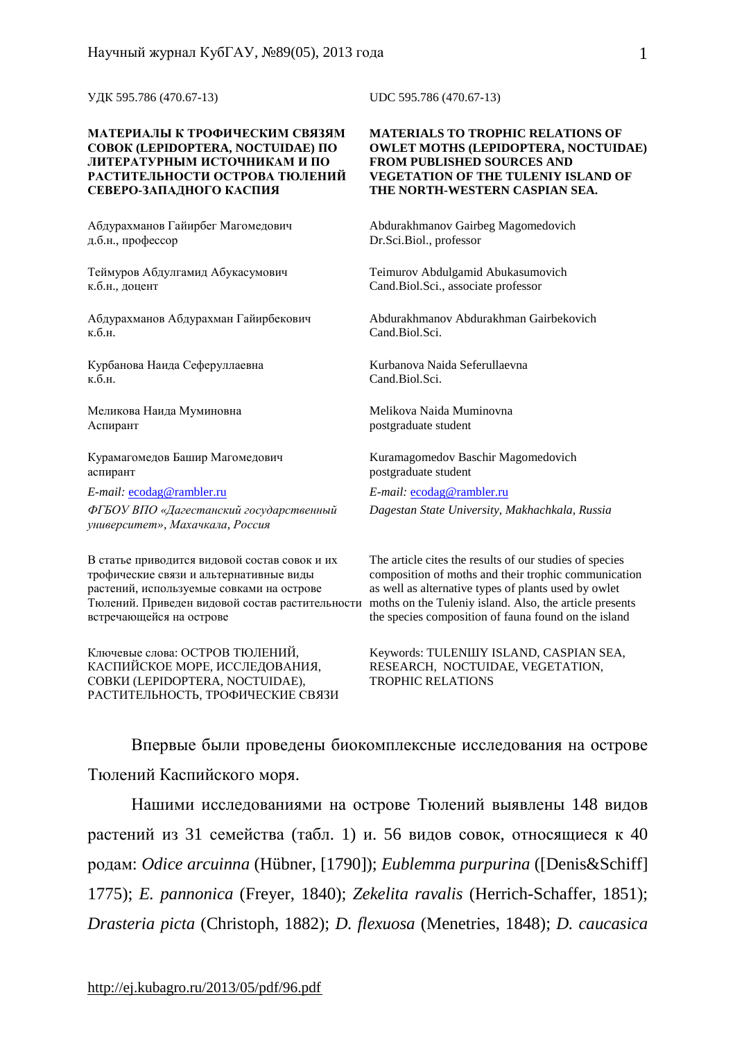УДК 595.786 (470.67-13)

UDC 595.786 (470.67-13)

# МАТЕРИАЛЫ К ТРОФИЧЕСКИМ СВЯЗЯМ СОВОК (LEPIDOPTERA, NOCTUIDAE) ПО ЛИТЕРАТУРНЫМ ИСТОЧНИКАМ И ПО РАСТИТЕЛЬНОСТИ ОСТРОВА ТЮЛЕНИЙ СЕВЕРО-ЗАПАДНОГО КАСПИЯ

# MATERIALS TO TROPHIC RELATIONS OF OWLET MOTHS (LEPIDOPTERA, NOCTUIDAE) FROM PUBLISHED SOURCES AND VEGETATION OF THE TULENIY ISLAND OF THE NORTH-WESTERN CASPIAN SEA.

Абдурахманов Гайирбег Магомедович
д.б.н., профессор

Теймуров Абдулгамид Абукасумович
к.б.н., доцент

Абдурахманов Абдурахман Гайирбекович
к.б.н.

Курбанова Наида Сеферуллаевна
к.б.н.

Меликова Наида Муминовна
Аспирант

Курамагомедов Башир Магомедович
аспирант

*E-mail:* ecodag@rambler.ru

*ФГБОУ ВПО «Дагестанский государственный университет», Махачкала, Россия*

Abdurakhmanov Gairbeg Magomedovich
Dr.Sci.Biol., professor

Teimurov Abdulgamid Abukasumovich
Cand.Biol.Sci., associate professor

Abdurakhmanov Abdurakhman Gairbekovich
Cand.Biol.Sci.

Kurbanova Naida Seferullaevna
Cand.Biol.Sci.

Melikova Naida Muminovna
postgraduate student

Kuramagomedov Baschir Magomedovich
postgraduate student

*E-mail:* ecodag@rambler.ru

*Dagestan State University, Makhachkala, Russia*

В статье приводится видовой состав совок и их трофические связи и альтернативные виды растений, используемые совками на острове Тюлений. Приведен видовой состав растительности встречающейся на острове

The article cites the results of our studies of species composition of moths and their trophic communication as well as alternative types of plants used by owlet moths on the Tuleniy island. Also, the article presents the species composition of fauna found on the island

Ключевые слова: ОСТРОВ ТЮЛЕНИЙ, КАСПИЙСКОЕ МОРЕ, ИССЛЕДОВАНИЯ, СОВКИ (LEPIDOPTERA, NOCTUIDAE), РАСТИТЕЛЬНОСТЬ, ТРОФИЧЕСКИЕ СВЯЗИ

Keywords: TULENIIY ISLAND, CASPIAN SEA, RESEARCH, NOCTUIDAE, VEGETATION, TROPHIC RELATIONS

Впервые были проведены биокомплексные исследования на острове Тюлений Каспийского моря.

Нашими исследованиями на острове Тюлений выявлены 148 видов растений из 31 семейства (табл. 1) и. 56 видов совок, относящиеся к 40 родам: *Odice arcuinna* (Hübner, [1790]); *Eublemma purpurina* ([Denis&Schiff] 1775); *E. pannonica* (Freyer, 1840); *Zekelita ravalis* (Herrich-Schaffer, 1851); *Drasteria picta* (Christoph, 1882); *D. flexuosa* (Menetries, 1848); *D. caucasica*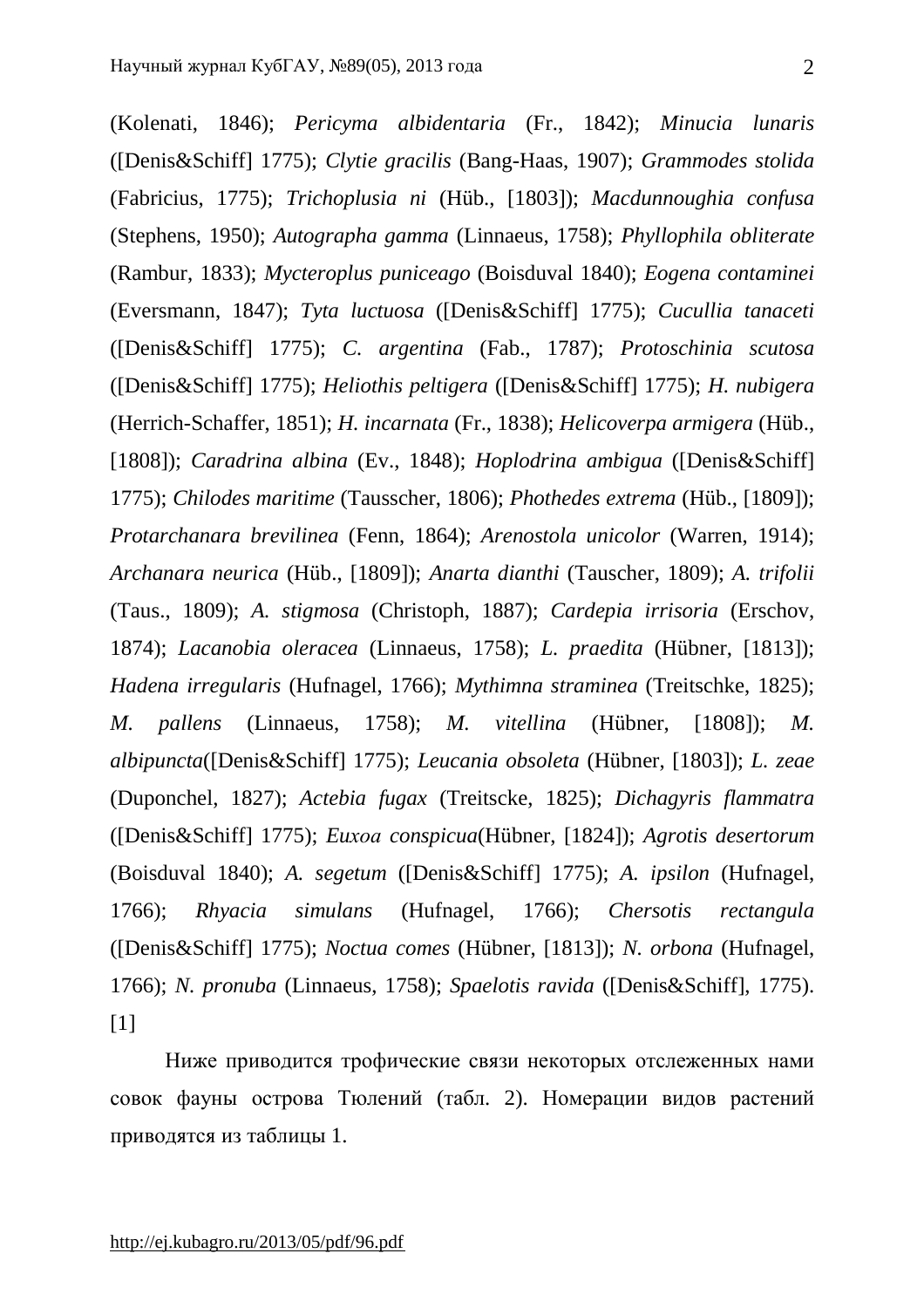(Kolenati, 1846); *Pericyma albidentaria* (Fr., 1842); *Minucia lunaris* ([Denis&Schiff] 1775); *Clytie gracilis* (Bang-Haas, 1907); *Grammodes stolida* (Fabricius, 1775); *Trichoplusia ni* (Hüb., [1803]); *Macdunnoughia confusa* (Stephens, 1950); *Autographa gamma* (Linnaeus, 1758); *Phyllophila obliterate* (Rambur, 1833); *Mycteroplus puniceago* (Boisduval 1840); *Eogena contaminei* (Eversmann, 1847); *Tyta luctuosa* ([Denis&Schiff] 1775); *Cucullia tanaceti* ([Denis&Schiff] 1775); *C. argentina* (Fab., 1787); *Protoschinia scutosa* ([Denis&Schiff] 1775); *Heliothis peltigera* ([Denis&Schiff] 1775); *H. nubigera* (Herrich-Schaffer, 1851); *H. incarnata* (Fr., 1838); *Helicoverpa armigera* (Hüb., [1808]); *Caradrina albina* (Ev., 1848); *Hoplodrina ambigua* ([Denis&Schiff] 1775); *Chilodes maritime* (Tausscher, 1806); *Phothedes extrema* (Hüb., [1809]); *Protarchanara brevilinea* (Fenn, 1864); *Arenostola unicolor* (Warren, 1914); *Archanara neurica* (Hüb., [1809]); *Anarta dianthi* (Tauscher, 1809); *A. trifolii* (Taus., 1809); *A. stigmosa* (Christoph, 1887); *Cardepia irrisoria* (Erschov, 1874); *Lacanobia oleracea* (Linnaeus, 1758); *L. praedita* (Hübner, [1813]); *Hadena irregularis* (Hufnagel, 1766); *Mythimna straminea* (Treitschke, 1825); *M. pallens* (Linnaeus, 1758); *M. vitellina* (Hübner, [1808]); *M. albipuncta*([Denis&Schiff] 1775); *Leucania obsoleta* (Hübner, [1803]); *L. zeae* (Duponchel, 1827); *Actebia fugax* (Treitscke, 1825); *Dichagyris flammatra* ([Denis&Schiff] 1775); *Euxoa conspicua*(Hübner, [1824]); *Agrotis desertorum* (Boisduval 1840); *A. segetum* ([Denis&Schiff] 1775); *A. ipsilon* (Hufnagel, 1766); *Rhyacia simulans* (Hufnagel, 1766); *Chersotis rectangula* ([Denis&Schiff] 1775); *Noctua comes* (Hübner, [1813]); *N. orbona* (Hufnagel, 1766); *N. pronuba* (Linnaeus, 1758); *Spaelotis ravida* ([Denis&Schiff], 1775). [1]

Ниже приводится трофические связи некоторых отслеженных нами совок фауны острова Тюлений (табл. 2). Номерации видов растений приводятся из таблицы 1.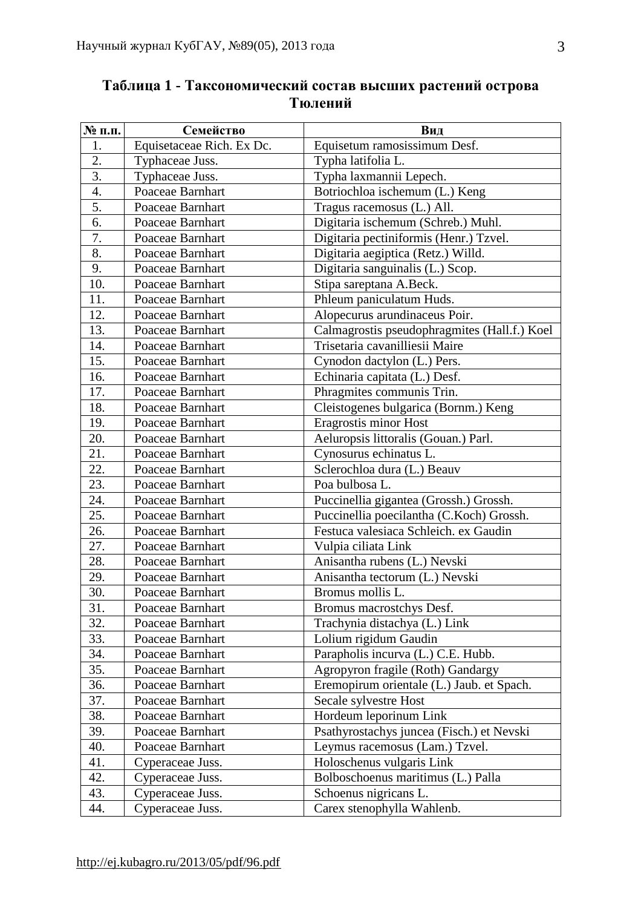**Таблица 1 - Таксономический состав высших растений острова Тюлений**

| № п.п. | Семейство | Вид |
|---|---|---|
| 1. | Equisetaceae Rich. Ex Dc. | Equisetum ramosissimum Desf. |
| 2. | Typhaceae Juss. | Typha latifolia L. |
| 3. | Typhaceae Juss. | Typha laxmannii Lepech. |
| 4. | Poaceae Barnhart | Botriochloa ischemum (L.) Keng |
| 5. | Poaceae Barnhart | Tragus racemosus (L.) All. |
| 6. | Poaceae Barnhart | Digitaria ischemum (Schreb.) Muhl. |
| 7. | Poaceae Barnhart | Digitaria pectiniformis (Henr.) Tzvel. |
| 8. | Poaceae Barnhart | Digitaria aegiptica (Retz.) Willd. |
| 9. | Poaceae Barnhart | Digitaria sanguinalis (L.) Scop. |
| 10. | Poaceae Barnhart | Stipa sareptana A.Beck. |
| 11. | Poaceae Barnhart | Phleum paniculatum Huds. |
| 12. | Poaceae Barnhart | Alopecurus arundinaceus Poir. |
| 13. | Poaceae Barnhart | Calmagrostis pseudophragmites (Hall.f.) Koel |
| 14. | Poaceae Barnhart | Trisetaria cavanilliesii Maire |
| 15. | Poaceae Barnhart | Cynodon dactylon (L.) Pers. |
| 16. | Poaceae Barnhart | Echinaria capitata (L.) Desf. |
| 17. | Poaceae Barnhart | Phragmites communis Trin. |
| 18. | Poaceae Barnhart | Cleistogenes bulgarica (Bornm.) Keng |
| 19. | Poaceae Barnhart | Eragrostis minor Host |
| 20. | Poaceae Barnhart | Aeluropsis littoralis (Gouan.) Parl. |
| 21. | Poaceae Barnhart | Cynosurus echinatus L. |
| 22. | Poaceae Barnhart | Sclerochloa dura (L.) Beauv |
| 23. | Poaceae Barnhart | Poa bulbosa L. |
| 24. | Poaceae Barnhart | Puccinellia gigantea (Grossh.) Grossh. |
| 25. | Poaceae Barnhart | Puccinellia poecilantha (C.Koch) Grossh. |
| 26. | Poaceae Barnhart | Festuca valesiaca Schleich. ex Gaudin |
| 27. | Poaceae Barnhart | Vulpia ciliata Link |
| 28. | Poaceae Barnhart | Anisantha rubens (L.) Nevski |
| 29. | Poaceae Barnhart | Anisantha tectorum (L.) Nevski |
| 30. | Poaceae Barnhart | Bromus mollis L. |
| 31. | Poaceae Barnhart | Bromus macrostchys Desf. |
| 32. | Poaceae Barnhart | Trachynia distachya (L.) Link |
| 33. | Poaceae Barnhart | Lolium rigidum Gaudin |
| 34. | Poaceae Barnhart | Parapholis incurva (L.) C.E. Hubb. |
| 35. | Poaceae Barnhart | Agropyron fragile (Roth) Gandargy |
| 36. | Poaceae Barnhart | Eremopirum orientale (L.) Jaub. et Spach. |
| 37. | Poaceae Barnhart | Secale sylvestre Host |
| 38. | Poaceae Barnhart | Hordeum leporinum Link |
| 39. | Poaceae Barnhart | Psathyrostachys juncea (Fisch.) et Nevski |
| 40. | Poaceae Barnhart | Leymus racemosus (Lam.) Tzvel. |
| 41. | Cyperaceae Juss. | Holoschenus vulgaris Link |
| 42. | Cyperaceae Juss. | Bolboschoenus maritimus (L.) Palla |
| 43. | Cyperaceae Juss. | Schoenus nigricans L. |
| 44. | Cyperaceae Juss. | Carex stenophylla Wahlenb. |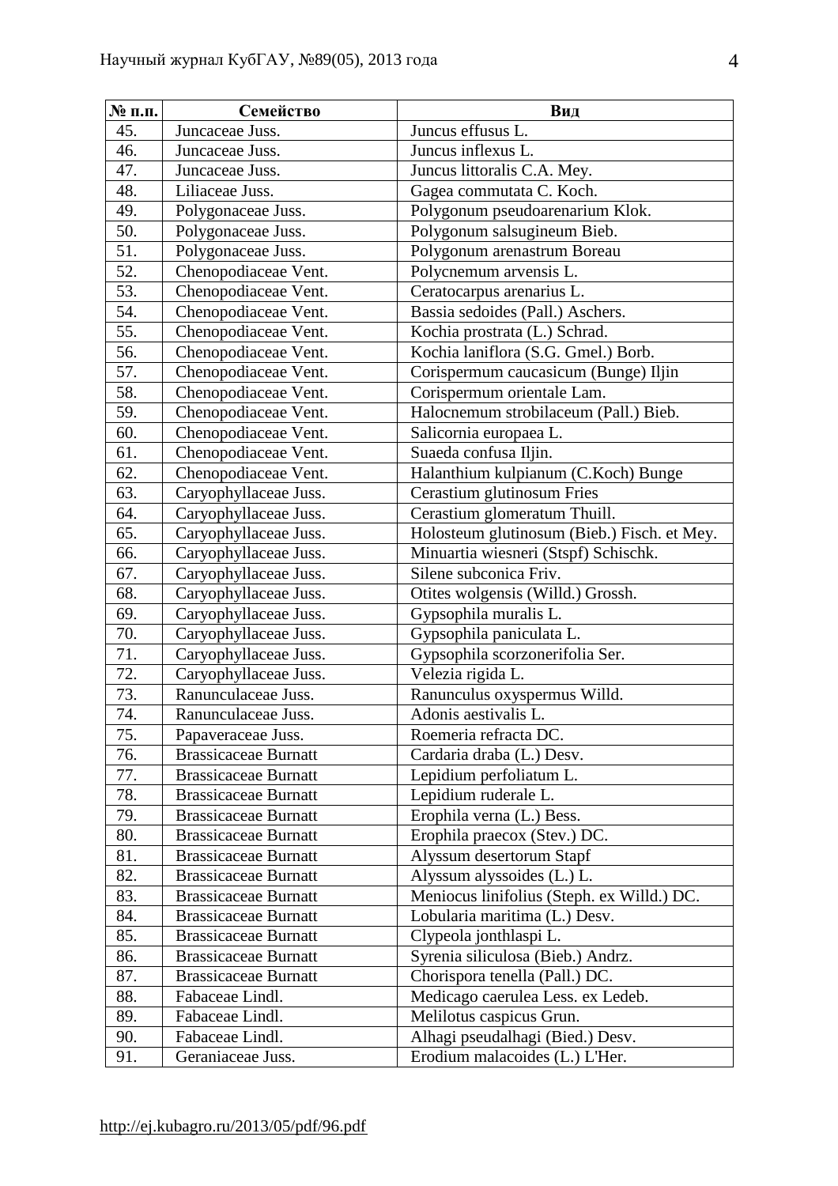| № п.п. | Семейство | Вид |
|---|---|---|
| 45. | Juncaceae Juss. | Juncus effusus L. |
| 46. | Juncaceae Juss. | Juncus inflexus L. |
| 47. | Juncaceae Juss. | Juncus littoralis C.A. Mey. |
| 48. | Liliaceae Juss. | Gagea commutata C. Koch. |
| 49. | Polygonaceae Juss. | Polygonum pseudoarenarium Klok. |
| 50. | Polygonaceae Juss. | Polygonum salsugineum Bieb. |
| 51. | Polygonaceae Juss. | Polygonum arenastrum Boreau |
| 52. | Chenopodiaceae Vent. | Polycnemum arvensis L. |
| 53. | Chenopodiaceae Vent. | Ceratocarpus arenarius L. |
| 54. | Chenopodiaceae Vent. | Bassia sedoides (Pall.) Aschers. |
| 55. | Chenopodiaceae Vent. | Kochia prostrata (L.) Schrad. |
| 56. | Chenopodiaceae Vent. | Kochia laniflora (S.G. Gmel.) Borb. |
| 57. | Chenopodiaceae Vent. | Corispermum caucasicum (Bunge) Iljin |
| 58. | Chenopodiaceae Vent. | Corispermum orientale Lam. |
| 59. | Chenopodiaceae Vent. | Halocnemum strobilaceum (Pall.) Bieb. |
| 60. | Chenopodiaceae Vent. | Salicornia europaea L. |
| 61. | Chenopodiaceae Vent. | Suaeda confusa Iljin. |
| 62. | Chenopodiaceae Vent. | Halanthium kulpianum (C.Koch) Bunge |
| 63. | Caryophyllaceae Juss. | Cerastium glutinosum Fries |
| 64. | Caryophyllaceae Juss. | Cerastium glomeratum Thuill. |
| 65. | Caryophyllaceae Juss. | Holosteum glutinosum (Bieb.) Fisch. et Mey. |
| 66. | Caryophyllaceae Juss. | Minuartia wiesneri (Stspf) Schischk. |
| 67. | Caryophyllaceae Juss. | Silene subconica Friv. |
| 68. | Caryophyllaceae Juss. | Otites wolgensis (Willd.) Grossh. |
| 69. | Caryophyllaceae Juss. | Gypsophila muralis L. |
| 70. | Caryophyllaceae Juss. | Gypsophila paniculata L. |
| 71. | Caryophyllaceae Juss. | Gypsophila scorzonerifolia Ser. |
| 72. | Caryophyllaceae Juss. | Velezia rigida L. |
| 73. | Ranunculaceae Juss. | Ranunculus oxyspermus Willd. |
| 74. | Ranunculaceae Juss. | Adonis aestivalis L. |
| 75. | Papaveraceae Juss. | Roemeria refracta DC. |
| 76. | Brassicaceae Burnatt | Cardaria draba (L.) Desv. |
| 77. | Brassicaceae Burnatt | Lepidium perfoliatum L. |
| 78. | Brassicaceae Burnatt | Lepidium ruderale L. |
| 79. | Brassicaceae Burnatt | Erophila verna (L.) Bess. |
| 80. | Brassicaceae Burnatt | Erophila praecox (Stev.) DC. |
| 81. | Brassicaceae Burnatt | Alyssum desertorum Stapf |
| 82. | Brassicaceae Burnatt | Alyssum alyssoides (L.) L. |
| 83. | Brassicaceae Burnatt | Meniocus linifolius (Steph. ex Willd.) DC. |
| 84. | Brassicaceae Burnatt | Lobularia maritima (L.) Desv. |
| 85. | Brassicaceae Burnatt | Clypeola jonthlaspi L. |
| 86. | Brassicaceae Burnatt | Syrenia siliculosa (Bieb.) Andrz. |
| 87. | Brassicaceae Burnatt | Chorispora tenella (Pall.) DC. |
| 88. | Fabaceae Lindl. | Medicago caerulea Less. ex Ledeb. |
| 89. | Fabaceae Lindl. | Melilotus caspicus Grun. |
| 90. | Fabaceae Lindl. | Alhagi pseudalhagi (Bied.) Desv. |
| 91. | Geraniaceae Juss. | Erodium malacoides (L.) L'Her. |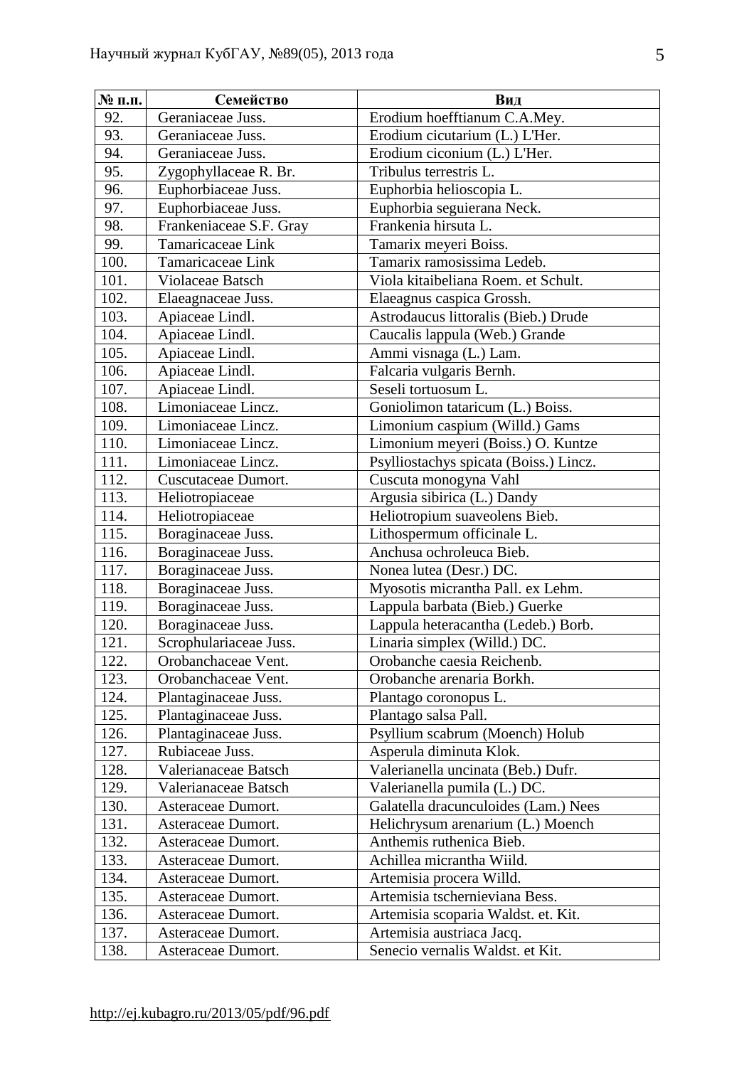| № п.п. | Семейство | Вид |
|---|---|---|
| 92. | Geraniaceae Juss. | Erodium hoefftianum C.A.Mey. |
| 93. | Geraniaceae Juss. | Erodium cicutarium (L.) L'Her. |
| 94. | Geraniaceae Juss. | Erodium ciconium (L.) L'Her. |
| 95. | Zygophyllaceae R. Br. | Tribulus terrestris L. |
| 96. | Euphorbiaceae Juss. | Euphorbia helioscopia L. |
| 97. | Euphorbiaceae Juss. | Euphorbia seguierana Neck. |
| 98. | Frankeniaceae S.F. Gray | Frankenia hirsuta L. |
| 99. | Tamaricaceae Link | Tamarix meyeri Boiss. |
| 100. | Tamaricaceae Link | Tamarix ramosissima Ledeb. |
| 101. | Violaceae Batsch | Viola kitaibeliana Roem. et Schult. |
| 102. | Elaeagnaceae Juss. | Elaeagnus caspica Grossh. |
| 103. | Apiaceae Lindl. | Astrodaucus littoralis (Bieb.) Drude |
| 104. | Apiaceae Lindl. | Caucalis lappula (Web.) Grande |
| 105. | Apiaceae Lindl. | Ammi visnaga (L.) Lam. |
| 106. | Apiaceae Lindl. | Falcaria vulgaris Bernh. |
| 107. | Apiaceae Lindl. | Seseli tortuosum L. |
| 108. | Limoniaceae Lincz. | Goniolimon tataricum (L.) Boiss. |
| 109. | Limoniaceae Lincz. | Limonium caspium (Willd.) Gams |
| 110. | Limoniaceae Lincz. | Limonium meyeri (Boiss.) O. Kuntze |
| 111. | Limoniaceae Lincz. | Psylliostachys spicata (Boiss.) Lincz. |
| 112. | Cuscutaceae Dumort. | Cuscuta monogyna Vahl |
| 113. | Heliotropiaceae | Argusia sibirica (L.) Dandy |
| 114. | Heliotropiaceae | Heliotropium suaveolens Bieb. |
| 115. | Boraginaceae Juss. | Lithospermum officinale L. |
| 116. | Boraginaceae Juss. | Anchusa ochroleuca Bieb. |
| 117. | Boraginaceae Juss. | Nonea lutea (Desr.) DC. |
| 118. | Boraginaceae Juss. | Myosotis micrantha Pall. ex Lehm. |
| 119. | Boraginaceae Juss. | Lappula barbata (Bieb.) Guerke |
| 120. | Boraginaceae Juss. | Lappula heteracantha (Ledeb.) Borb. |
| 121. | Scrophulariaceae Juss. | Linaria simplex (Willd.) DC. |
| 122. | Orobanchaceae Vent. | Orobanche caesia Reichenb. |
| 123. | Orobanchaceae Vent. | Orobanche arenaria Borkh. |
| 124. | Plantaginaceae Juss. | Plantago coronopus L. |
| 125. | Plantaginaceae Juss. | Plantago salsa Pall. |
| 126. | Plantaginaceae Juss. | Psyllium scabrum (Moench) Holub |
| 127. | Rubiaceae Juss. | Asperula diminuta Klok. |
| 128. | Valerianaceae Batsch | Valerianella uncinata (Beb.) Dufr. |
| 129. | Valerianaceae Batsch | Valerianella pumila (L.) DC. |
| 130. | Asteraceae Dumort. | Galatella dracunculoides (Lam.) Nees |
| 131. | Asteraceae Dumort. | Helichrysum arenarium (L.) Moench |
| 132. | Asteraceae Dumort. | Anthemis ruthenica Bieb. |
| 133. | Asteraceae Dumort. | Achillea micrantha Wiild. |
| 134. | Asteraceae Dumort. | Artemisia procera Willd. |
| 135. | Asteraceae Dumort. | Artemisia tschernieviana Bess. |
| 136. | Asteraceae Dumort. | Artemisia scoparia Waldst. et. Kit. |
| 137. | Asteraceae Dumort. | Artemisia austriaca Jacq. |
| 138. | Asteraceae Dumort. | Senecio vernalis Waldst. et Kit. |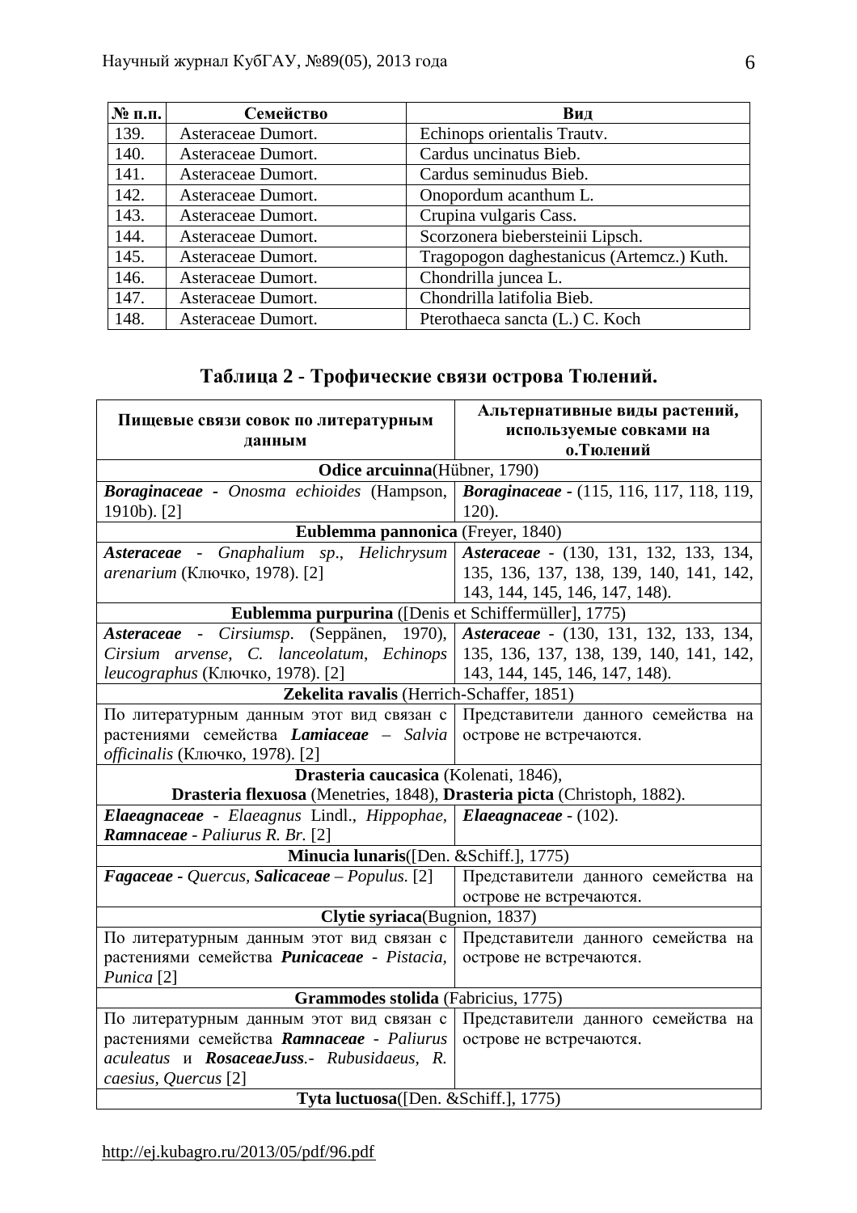| № п.п. | Семейство | Вид |
|---|---|---|
| 139. | Asteraceae Dumort. | Echinops orientalis Trautv. |
| 140. | Asteraceae Dumort. | Cardus uncinatus Bieb. |
| 141. | Asteraceae Dumort. | Cardus seminudus Bieb. |
| 142. | Asteraceae Dumort. | Onopordum acanthum L. |
| 143. | Asteraceae Dumort. | Crupina vulgaris Cass. |
| 144. | Asteraceae Dumort. | Scorzonera biebersteinii Lipsch. |
| 145. | Asteraceae Dumort. | Tragopogon daghestanicus (Artemcz.) Kuth. |
| 146. | Asteraceae Dumort. | Chondrilla juncea L. |
| 147. | Asteraceae Dumort. | Chondrilla latifolia Bieb. |
| 148. | Asteraceae Dumort. | Pterothaeca sancta (L.) C. Koch |

## Таблица 2 - Трофические связи острова Тюлений.

| Пищевые связи совок по литературным данным | Альтернативные виды растений, используемые совками на о.Тюлений |
|---|---|
| **Odice arcuinna**(Hübner, 1790) | |
| ***Boraginaceae*** - *Onosma echioides* (Hampson, 1910b). [2] | ***Boraginaceae*** - (115, 116, 117, 118, 119, 120). |
| **Eublemma pannonica** (Freyer, 1840) | |
| ***Asteraceae*** - *Gnaphalium sp*., *Helichrysum arenarium* (Ключко, 1978). [2] | ***Asteraceae*** - (130, 131, 132, 133, 134, 135, 136, 137, 138, 139, 140, 141, 142, 143, 144, 145, 146, 147, 148). |
| **Eublemma purpurina** ([Denis et Schiffermüller], 1775) | |
| ***Asteraceae*** - *Cirsiumsp*. (Seppänen, 1970), *Cirsium arvense*, *C. lanceolatum*, *Echinops leucographus* (Ключко, 1978). [2] | ***Asteraceae*** - (130, 131, 132, 133, 134, 135, 136, 137, 138, 139, 140, 141, 142, 143, 144, 145, 146, 147, 148). |
| **Zekelita ravalis** (Herrich-Schaffer, 1851) | |
| По литературным данным этот вид связан с растениями семейства ***Lamiaceae*** – *Salvia officinalis* (Ключко, 1978). [2] | Представители данного семейства на острове не встречаются. |
| **Drasteria caucasica** (Kolenati, 1846), **Drasteria flexuosa** (Menetries, 1848), **Drasteria picta** (Christoph, 1882). | |
| ***Elaeagnaceae*** - *Elaeagnus* Lindl., *Hippophae*, ***Ramnaceae*** - *Paliurus R. Br.* [2] | ***Elaeagnaceae*** - (102). |
| **Minucia lunaris**([Den. &Schiff.], 1775) | |
| ***Fagaceae*** - *Quercus*, ***Salicaceae*** – *Populus.* [2] | Представители данного семейства на острове не встречаются. |
| **Clytie syriaca**(Bugnion, 1837) | |
| По литературным данным этот вид связан с растениями семейства ***Punicaceae*** - *Pistacia*, *Punica* [2] | Представители данного семейства на острове не встречаются. |
| **Grammodes stolida** (Fabricius, 1775) | |
| По литературным данным этот вид связан с растениями семейства ***Ramnaceae*** - *Paliurus aculeatus* и ***RosaceaeJuss***.- *Rubusidaeus*, *R. caesius*, *Quercus* [2] | Представители данного семейства на острове не встречаются. |
| **Tyta luctuosa**([Den. &Schiff.], 1775) | |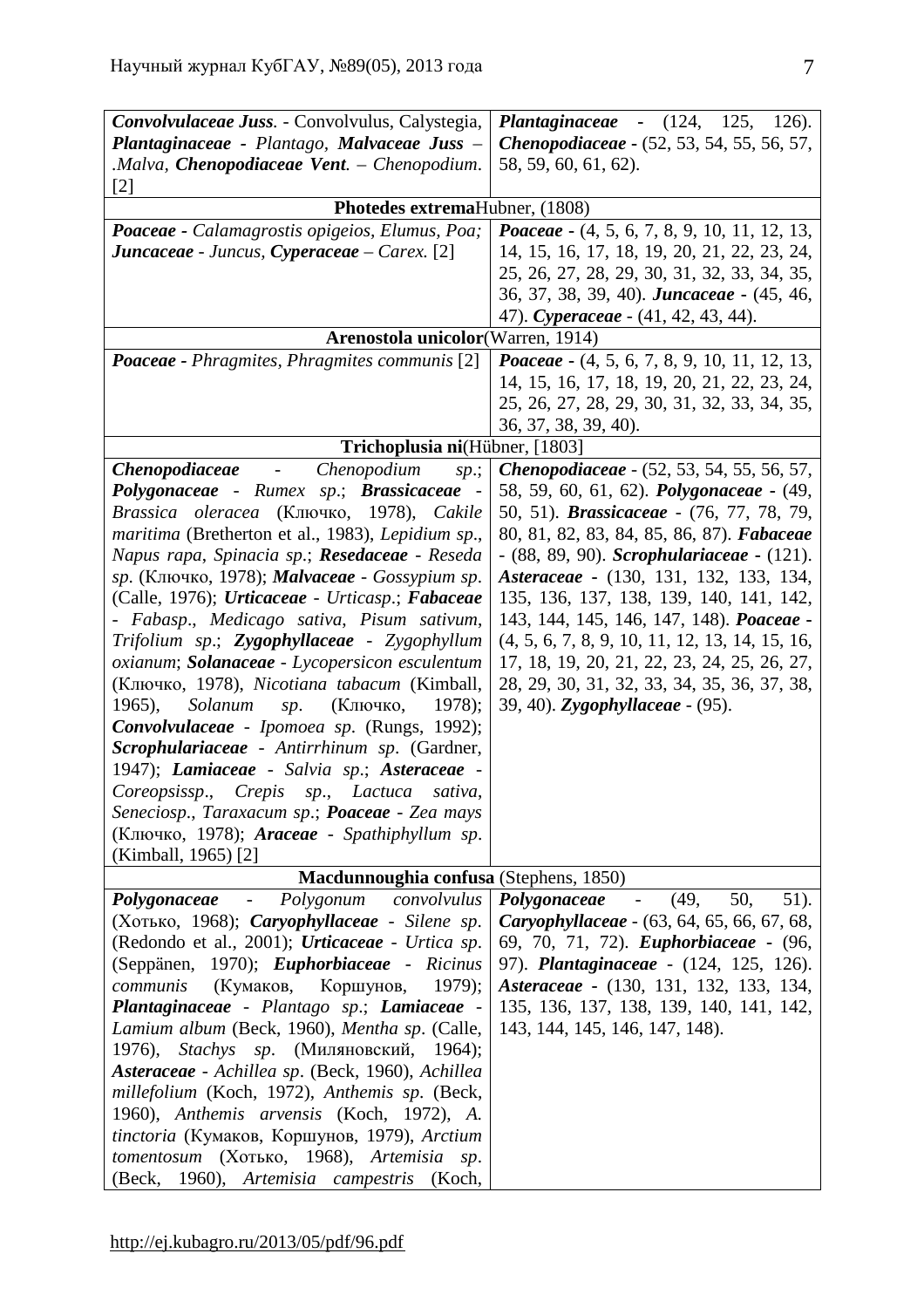| | |
|---|---|
| ***Convolvulaceae Juss.*** - Convolvulus, Calystegia, ***Plantaginaceae*** - *Plantago*, ***Malvaceae Juss*** – .*Malva*, ***Chenopodiaceae Vent.*** – *Chenopodium*. [2] | ***Plantaginaceae*** - (124, 125, 126). ***Chenopodiaceae*** - (52, 53, 54, 55, 56, 57, 58, 59, 60, 61, 62). |
| **Photedes extrema**Hubner, (1808) | |
| ***Poaceae*** - *Calamagrostis opigeios, Elumus, Poa*; ***Juncaceae*** - *Juncus*, ***Cyperaceae*** – *Carex.* [2] | ***Poaceae*** - (4, 5, 6, 7, 8, 9, 10, 11, 12, 13, 14, 15, 16, 17, 18, 19, 20, 21, 22, 23, 24, 25, 26, 27, 28, 29, 30, 31, 32, 33, 34, 35, 36, 37, 38, 39, 40). ***Juncaceae*** - (45, 46, 47). ***Cyperaceae*** - (41, 42, 43, 44). |
| **Arenostola unicolor**(Warren, 1914) | |
| ***Poaceae*** - *Phragmites, Phragmites communis* [2] | ***Poaceae*** - (4, 5, 6, 7, 8, 9, 10, 11, 12, 13, 14, 15, 16, 17, 18, 19, 20, 21, 22, 23, 24, 25, 26, 27, 28, 29, 30, 31, 32, 33, 34, 35, 36, 37, 38, 39, 40). |
| **Trichoplusia ni**(Hübner, [1803] | |
| ***Chenopodiaceae*** - *Chenopodium sp*.; ***Polygonaceae*** - *Rumex sp*.; ***Brassicaceae*** - *Brassica oleracea* (Ключко, 1978), *Cakile maritima* (Bretherton et al., 1983), *Lepidium sp*., *Napus rapa*, *Spinacia sp*.; ***Resedaceae*** - *Reseda sp*. (Ключко, 1978); ***Malvaceae*** - *Gossypium sp*. (Calle, 1976); ***Urticaceae*** - *Urticasp*.; ***Fabaceae*** - *Fabasp*., *Medicago sativa*, *Pisum sativum*, *Trifolium sp*.; ***Zygophyllaceae*** - *Zygophyllum oxianum*; ***Solanaceae*** - *Lycopersicon esculentum* (Ключко, 1978), *Nicotiana tabacum* (Kimball, 1965), *Solanum sp*. (Ключко, 1978); ***Convolvulaceae*** - *Ipomoea sp*. (Rungs, 1992); ***Scrophulariaceae*** - *Antirrhinum sp*. (Gardner, 1947); ***Lamiaceae*** - *Salvia sp*.; ***Asteraceae*** - *Coreopsissp*., *Crepis sp*., *Lactuca sativa*, *Seneciosp*., *Taraxacum sp*.; ***Poaceae*** - *Zea mays* (Ключко, 1978); ***Araceae*** - *Spathiphyllum sp*. (Kimball, 1965) [2] | ***Chenopodiaceae*** - (52, 53, 54, 55, 56, 57, 58, 59, 60, 61, 62). ***Polygonaceae*** - (49, 50, 51). ***Brassicaceae*** - (76, 77, 78, 79, 80, 81, 82, 83, 84, 85, 86, 87). ***Fabaceae*** - (88, 89, 90). ***Scrophulariaceae*** - (121). ***Asteraceae*** - (130, 131, 132, 133, 134, 135, 136, 137, 138, 139, 140, 141, 142, 143, 144, 145, 146, 147, 148). ***Poaceae*** - (4, 5, 6, 7, 8, 9, 10, 11, 12, 13, 14, 15, 16, 17, 18, 19, 20, 21, 22, 23, 24, 25, 26, 27, 28, 29, 30, 31, 32, 33, 34, 35, 36, 37, 38, 39, 40). ***Zygophyllaceae*** - (95). |
| **Macdunnoughia confusa** (Stephens, 1850) | |
| ***Polygonaceae*** - *Polygonum convolvulus* (Хотько, 1968); ***Caryophyllaceae*** - *Silene sp*. (Redondo et al., 2001); ***Urticaceae*** - *Urtica sp*. (Seppänen, 1970); ***Euphorbiaceae*** - *Ricinus communis* (Кумаков, Коршунов, 1979); ***Plantaginaceae*** - *Plantago sp*.; ***Lamiaceae*** - *Lamium album* (Beck, 1960), *Mentha sp*. (Calle, 1976), *Stachys sp*. (Миляновский, 1964); ***Asteraceae*** - *Achillea sp*. (Beck, 1960), *Achillea millefolium* (Koch, 1972), *Anthemis sp*. (Beck, 1960), *Anthemis arvensis* (Koch, 1972), *A. tinctoria* (Кумаков, Коршунов, 1979), *Arctium tomentosum* (Хотько, 1968), *Artemisia sp*. (Beck, 1960), *Artemisia campestris* (Koch, | ***Polygonaceae*** - (49, 50, 51). ***Caryophyllaceae*** - (63, 64, 65, 66, 67, 68, 69, 70, 71, 72). ***Euphorbiaceae*** - (96, 97). ***Plantaginaceae*** - (124, 125, 126). ***Asteraceae*** - (130, 131, 132, 133, 134, 135, 136, 137, 138, 139, 140, 141, 142, 143, 144, 145, 146, 147, 148). |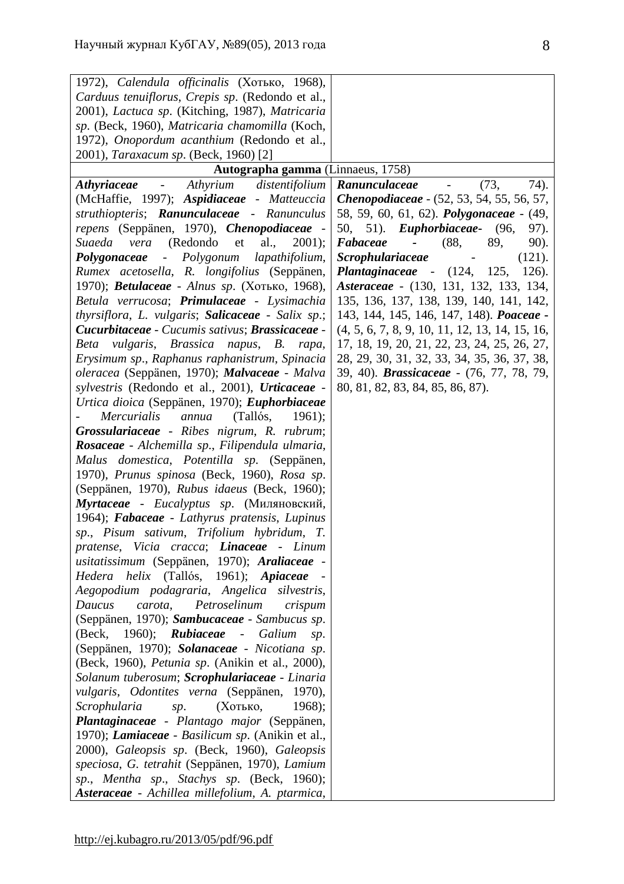| | |
|---|---|
| 1972), *Calendula officinalis* (Хотько, 1968), *Carduus tenuiflorus*, *Crepis sp*. (Redondo et al., 2001), *Lactuca sp*. (Kitching, 1987), *Matricaria sp*. (Beck, 1960), *Matricaria chamomilla* (Koch, 1972), *Onopordum acanthium* (Redondo et al., 2001), *Taraxacum sp*. (Beck, 1960) [2] | |
| **Autographa gamma** (Linnaeus, 1758) | |
| ***Athyriaceae*** - *Athyrium distentifolium* (McHaffie, 1997); ***Aspidiaceae*** - *Matteuccia struthiopteris*; ***Ranunculaceae*** - *Ranunculus repens* (Seppänen, 1970), ***Chenopodiaceae*** - *Suaeda vera* (Redondo et al., 2001); ***Polygonaceae*** - *Polygonum lapathifolium*, *Rumex acetosella*, *R. longifolius* (Seppänen, 1970); ***Betulaceae*** - *Alnus sp*. (Хотько, 1968), *Betula verrucosa*; ***Primulaceae*** - *Lysimachia thyrsiflora*, *L. vulgaris*; ***Salicaceae*** - *Salix sp*.; ***Cucurbitaceae*** - *Cucumis sativus*; ***Brassicaceae*** - *Beta vulgaris*, *Brassica napus*, *B. rapa*, *Erysimum sp*., *Raphanus raphanistrum*, *Spinacia oleracea* (Seppänen, 1970); ***Malvaceae*** - *Malva sylvestris* (Redondo et al., 2001), ***Urticaceae*** - *Urtica dioica* (Seppänen, 1970); ***Euphorbiaceae*** - *Mercurialis annua* (Tallós, 1961); ***Grossulariaceae*** - *Ribes nigrum*, *R. rubrum*; ***Rosaceae*** - *Alchemilla sp*., *Filipendula ulmaria*, *Malus domestica*, *Potentilla sp*. (Seppänen, 1970), *Prunus spinosa* (Beck, 1960), *Rosa sp*. (Seppänen, 1970), *Rubus idaeus* (Beck, 1960); ***Myrtaceae*** - *Eucalyptus sp*. (Миляновский, 1964); ***Fabaceae*** - *Lathyrus pratensis*, *Lupinus sp*., *Pisum sativum*, *Trifolium hybridum*, *T. pratense*, *Vicia cracca*; ***Linaceae*** - *Linum usitatissimum* (Seppänen, 1970); ***Araliaceae*** - *Hedera helix* (Tallós, 1961); ***Apiaceae*** - *Aegopodium podagraria*, *Angelica silvestris*, *Daucus carota*, *Petroselinum crispum* (Seppänen, 1970); ***Sambucaceae*** - *Sambucus sp*. (Beck, 1960); ***Rubiaceae*** - *Galium sp*. (Seppänen, 1970); ***Solanaceae*** - *Nicotiana sp*. (Beck, 1960), *Petunia sp*. (Anikin et al., 2000), *Solanum tuberosum*; ***Scrophulariaceae*** - *Linaria vulgaris*, *Odontites verna* (Seppänen, 1970), *Scrophularia sp*. (Хотько, 1968); ***Plantaginaceae*** - *Plantago major* (Seppänen, 1970); ***Lamiaceae*** - *Basilicum sp*. (Anikin et al., 2000), *Galeopsis sp*. (Beck, 1960), *Galeopsis speciosa*, *G. tetrahit* (Seppänen, 1970), *Lamium sp*., *Mentha sp*., *Stachys sp*. (Beck, 1960); ***Asteraceae*** - *Achillea millefolium*, *A. ptarmica*, | ***Ranunculaceae*** - (73, 74). ***Chenopodiaceae*** - (52, 53, 54, 55, 56, 57, 58, 59, 60, 61, 62). ***Polygonaceae*** - (49, 50, 51). ***Euphorbiaceae***- (96, 97). ***Fabaceae*** - (88, 89, 90). ***Scrophulariaceae*** - (121). ***Plantaginaceae*** - (124, 125, 126). ***Asteraceae*** - (130, 131, 132, 133, 134, 135, 136, 137, 138, 139, 140, 141, 142, 143, 144, 145, 146, 147, 148). ***Poaceae*** - (4, 5, 6, 7, 8, 9, 10, 11, 12, 13, 14, 15, 16, 17, 18, 19, 20, 21, 22, 23, 24, 25, 26, 27, 28, 29, 30, 31, 32, 33, 34, 35, 36, 37, 38, 39, 40). ***Brassicaceae*** - (76, 77, 78, 79, 80, 81, 82, 83, 84, 85, 86, 87). |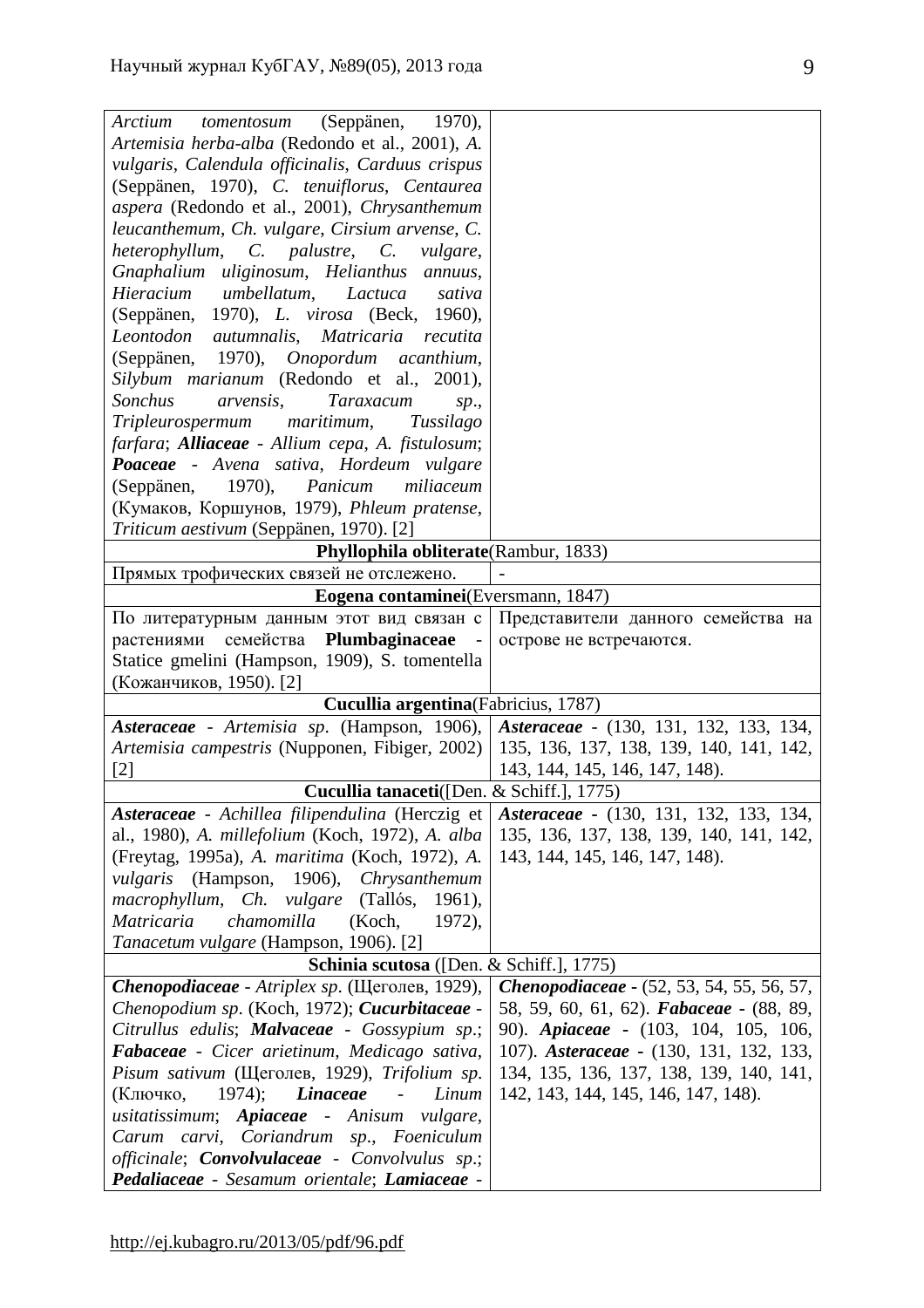| | |
|---|---|
| *Arctium tomentosum* (Seppänen, 1970), *Artemisia herba-alba* (Redondo et al., 2001), *A. vulgaris*, *Calendula officinalis*, *Carduus crispus* (Seppänen, 1970), *C. tenuiflorus*, *Centaurea aspera* (Redondo et al., 2001), *Chrysanthemum leucanthemum*, *Ch. vulgare*, *Cirsium arvense*, *C. heterophyllum*, *C. palustre*, *C. vulgare*, *Gnaphalium uliginosum*, *Helianthus annuus*, *Hieracium umbellatum*, *Lactuca sativa* (Seppänen, 1970), *L. virosa* (Beck, 1960), *Leontodon autumnalis*, *Matricaria recutita* (Seppänen, 1970), *Onopordum acanthium*, *Silybum marianum* (Redondo et al., 2001), *Sonchus arvensis*, *Taraxacum sp*., *Tripleurospermum maritimum*, *Tussilago farfara*; ***Alliaceae*** - *Allium cepa*, *A. fistulosum*; ***Poaceae*** - *Avena sativa*, *Hordeum vulgare* (Seppänen, 1970), *Panicum miliaceum* (Кумаков, Коршунов, 1979), *Phleum pratense*, *Triticum aestivum* (Seppänen, 1970). [2] | |
| **Phyllophila obliterate**(Rambur, 1833) | |
| Прямых трофических связей не отслежено. | - |
| **Eogena contaminei**(Eversmann, 1847) | |
| По литературным данным этот вид связан с растениями семейства **Plumbaginaceae** - Statice gmelini (Hampson, 1909), S. tomentella (Кожанчиков, 1950). [2] | Представители данного семейства на острове не встречаются. |
| **Cucullia argentina**(Fabricius, 1787) | |
| ***Asteraceae*** - *Artemisia sp*. (Hampson, 1906), *Artemisia campestris* (Nupponen, Fibiger, 2002) [2] | ***Asteraceae*** - (130, 131, 132, 133, 134, 135, 136, 137, 138, 139, 140, 141, 142, 143, 144, 145, 146, 147, 148). |
| **Cucullia tanaceti**([Den. & Schiff.], 1775) | |
| ***Asteraceae*** - *Achillea filipendulina* (Herczig et al., 1980), *A. millefolium* (Koch, 1972), *A. alba* (Freytag, 1995a), *A. maritima* (Koch, 1972), *A. vulgaris* (Hampson, 1906), *Chrysanthemum macrophyllum*, *Ch. vulgare* (Tallós, 1961), *Matricaria chamomilla* (Koch, 1972), *Tanacetum vulgare* (Hampson, 1906). [2] | ***Asteraceae*** - (130, 131, 132, 133, 134, 135, 136, 137, 138, 139, 140, 141, 142, 143, 144, 145, 146, 147, 148). |
| **Schinia scutosa** ([Den. & Schiff.], 1775) | |
| ***Chenopodiaceae*** - *Atriplex sp*. (Щеголев, 1929), *Chenopodium sp*. (Koch, 1972); ***Cucurbitaceae*** - *Citrullus edulis*; ***Malvaceae*** - *Gossypium sp*.; ***Fabaceae*** - *Cicer arietinum*, *Medicago sativa*, *Pisum sativum* (Щеголев, 1929), *Trifolium sp.* (Ключко, 1974); ***Linaceae*** - *Linum usitatissimum*; ***Apiaceae*** - *Anisum vulgare*, *Carum carvi*, *Coriandrum sp*., *Foeniculum officinale*; ***Convolvulaceae*** - *Convolvulus sp*.; ***Pedaliaceae*** - *Sesamum orientale*; ***Lamiaceae*** - | ***Chenopodiaceae*** - (52, 53, 54, 55, 56, 57, 58, 59, 60, 61, 62). ***Fabaceae*** - (88, 89, 90). ***Apiaceae*** - (103, 104, 105, 106, 107). ***Asteraceae*** - (130, 131, 132, 133, 134, 135, 136, 137, 138, 139, 140, 141, 142, 143, 144, 145, 146, 147, 148). |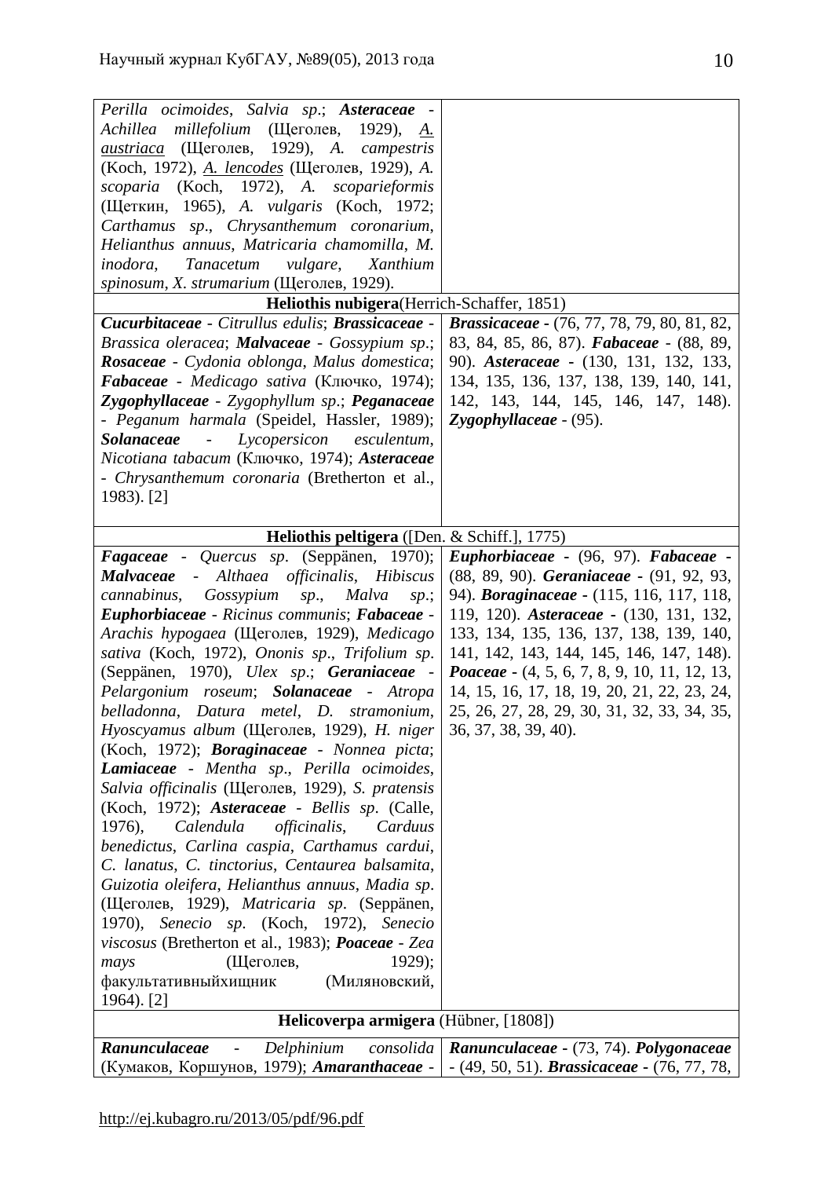| | |
|---|---|
| *Perilla ocimoides*, *Salvia sp*.; ***Asteraceae*** - *Achillea millefolium* (Щеголев, 1929), *A. austriaca* (Щеголев, 1929), *A. campestris* (Koch, 1972), *A. lencodes* (Щеголев, 1929), *A. scoparia* (Koch, 1972), *A. scoparieformis* (Щеткин, 1965), *A. vulgaris* (Koch, 1972; *Carthamus sp*., *Chrysanthemum coronarium*, *Helianthus annuus*, *Matricaria chamomilla*, *M. inodora*, *Tanacetum vulgare*, *Xanthium spinosum*, *X. strumarium* (Щеголев, 1929). | |
| **Heliothis nubigera**(Herrich-Schaffer, 1851) | |
| ***Cucurbitaceae*** - *Citrullus edulis*; ***Brassicaceae*** - *Brassica oleracea*; ***Malvaceae*** - *Gossypium sp*.; ***Rosaceae*** - *Cydonia oblonga*, *Malus domestica*; ***Fabaceae*** - *Medicago sativa* (Ключко, 1974); ***Zygophyllaceae*** - *Zygophyllum sp*.; ***Peganaceae*** - *Peganum harmala* (Speidel, Hassler, 1989); ***Solanaceae*** - *Lycopersicon esculentum*, *Nicotiana tabacum* (Ключко, 1974); ***Asteraceae*** - *Chrysanthemum coronaria* (Bretherton et al., 1983). [2] | ***Brassicaceae*** - (76, 77, 78, 79, 80, 81, 82, 83, 84, 85, 86, 87). ***Fabaceae*** - (88, 89, 90). ***Asteraceae*** - (130, 131, 132, 133, 134, 135, 136, 137, 138, 139, 140, 141, 142, 143, 144, 145, 146, 147, 148). ***Zygophyllaceae*** - (95). |
| **Heliothis peltigera** ([Den. & Schiff.], 1775) | |
| ***Fagaceae*** - *Quercus sp*. (Seppänen, 1970); ***Malvaceae*** - *Althaea officinalis*, *Hibiscus cannabinus*, *Gossypium sp*., *Malva sp*.; ***Euphorbiaceae*** - *Ricinus communis*; ***Fabaceae*** - *Arachis hypogaea* (Щеголев, 1929), *Medicago sativa* (Koch, 1972), *Ononis sp*., *Trifolium sp*. (Seppänen, 1970), *Ulex sp*.; ***Geraniaceae*** - *Pelargonium roseum*; ***Solanaceae*** - *Atropa belladonna*, *Datura metel*, *D. stramonium*, *Hyoscyamus album* (Щеголев, 1929), *H. niger* (Koch, 1972); ***Boraginaceae*** - *Nonnea picta*; ***Lamiaceae*** - *Mentha sp*., *Perilla ocimoides*, *Salvia officinalis* (Щеголев, 1929), *S. pratensis* (Koch, 1972); ***Asteraceae*** - *Bellis sp*. (Calle, 1976), *Calendula officinalis*, *Carduus benedictus*, *Carlina caspia*, *Carthamus cardui*, *C. lanatus*, *C. tinctorius*, *Centaurea balsamita*, *Guizotia oleifera*, *Helianthus annuus*, *Madia sp*. (Щеголев, 1929), *Matricaria sp*. (Seppänen, 1970), *Senecio sp*. (Koch, 1972), *Senecio viscosus* (Bretherton et al., 1983); ***Poaceae*** - *Zea mays* (Щеголев, 1929); факультативныйхищник (Миляновский, 1964). [2] | ***Euphorbiaceae*** - (96, 97). ***Fabaceae*** - (88, 89, 90). ***Geraniaceae*** - (91, 92, 93, 94). ***Boraginaceae*** - (115, 116, 117, 118, 119, 120). ***Asteraceae*** - (130, 131, 132, 133, 134, 135, 136, 137, 138, 139, 140, 141, 142, 143, 144, 145, 146, 147, 148). ***Poaceae*** - (4, 5, 6, 7, 8, 9, 10, 11, 12, 13, 14, 15, 16, 17, 18, 19, 20, 21, 22, 23, 24, 25, 26, 27, 28, 29, 30, 31, 32, 33, 34, 35, 36, 37, 38, 39, 40). |
| **Helicoverpa armigera** (Hübner, [1808]) | |
| ***Ranunculaceae*** - *Delphinium consolida* (Кумаков, Коршунов, 1979); ***Amaranthaceae*** - | ***Ranunculaceae*** - (73, 74). ***Polygonaceae*** - (49, 50, 51). ***Brassicaceae*** - (76, 77, 78, |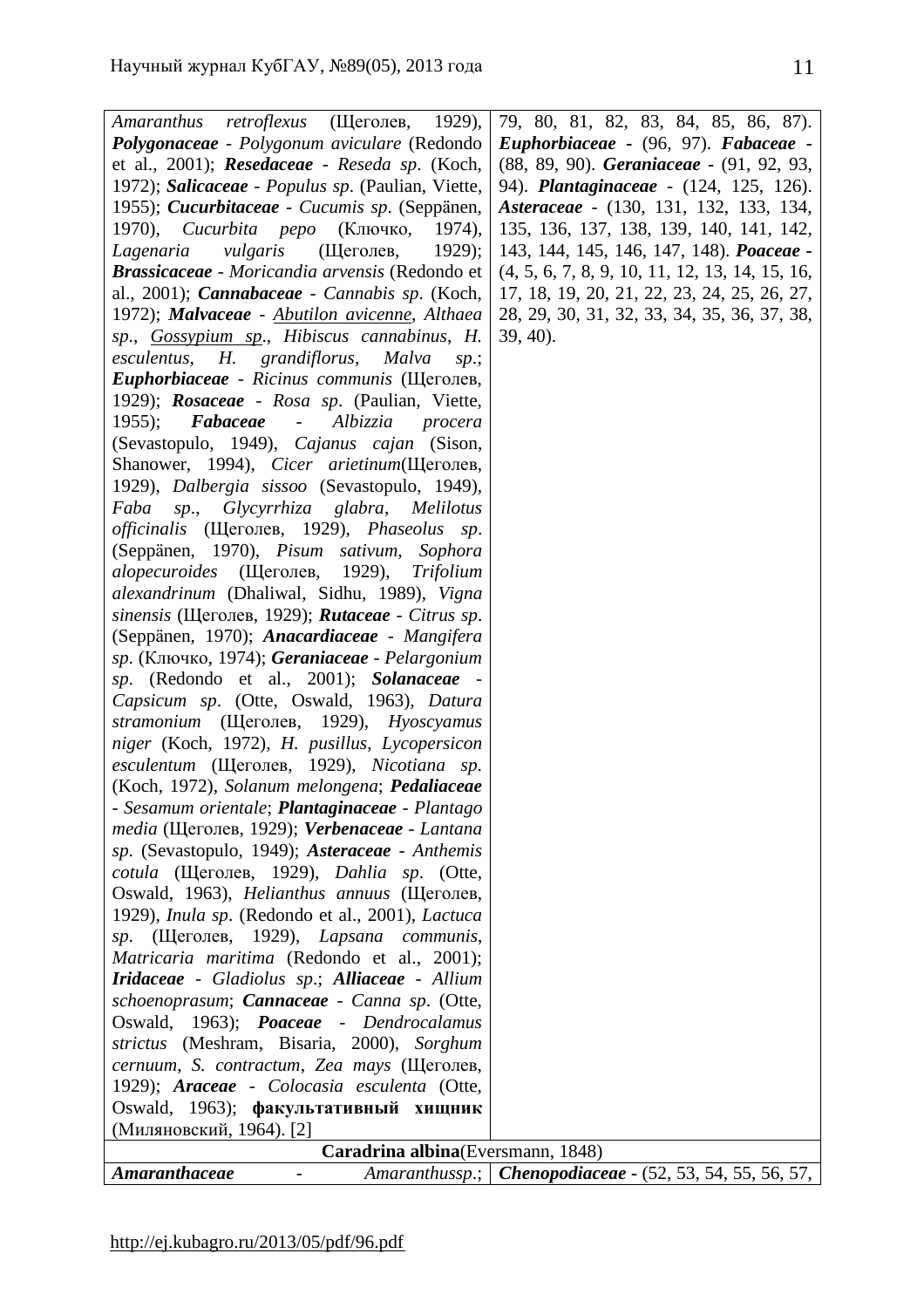| | |
|---|---|
| *Amaranthus retroflexus* (Щеголев, 1929), ***Polygonaceae*** - *Polygonum aviculare* (Redondo et al., 2001); ***Resedaceae*** - *Reseda sp*. (Koch, 1972); ***Salicaceae*** - *Populus sp*. (Paulian, Viette, 1955); ***Cucurbitaceae*** - *Cucumis sp*. (Seppänen, 1970), *Cucurbita pepo* (Ключко, 1974), *Lagenaria vulgaris* (Щеголев, 1929); ***Brassicaceae*** - *Moricandia arvensis* (Redondo et al., 2001); ***Cannabaceae*** - *Cannabis sp*. (Koch, 1972); ***Malvaceae*** - *Abutilon avicenne*, *Althaea sp*., *Gossypium sp*., *Hibiscus cannabinus*, *H. esculentus*, *H. grandiflorus*, *Malva sp*.; ***Euphorbiaceae*** - *Ricinus communis* (Щеголев, 1929); ***Rosaceae*** - *Rosa sp*. (Paulian, Viette, 1955); ***Fabaceae*** - *Albizzia procera* (Sevastopulo, 1949), *Cajanus cajan* (Sison, Shanower, 1994), *Cicer arietinum*(Щеголев, 1929), *Dalbergia sissoo* (Sevastopulo, 1949), *Faba sp*., *Glycyrrhiza glabra*, *Melilotus officinalis* (Щеголев, 1929), *Phaseolus sp*. (Seppänen, 1970), *Pisum sativum*, *Sophora alopecuroides* (Щеголев, 1929), *Trifolium alexandrinum* (Dhaliwal, Sidhu, 1989), *Vigna sinensis* (Щеголев, 1929); ***Rutaceae*** - *Citrus sp*. (Seppänen, 1970); ***Anacardiaceae*** - *Mangifera sp*. (Ключко, 1974); ***Geraniaceae*** - *Pelargonium sp*. (Redondo et al., 2001); ***Solanaceae*** - *Capsicum sp*. (Otte, Oswald, 1963), *Datura stramonium* (Щеголев, 1929), *Hyoscyamus niger* (Koch, 1972), *H. pusillus*, *Lycopersicon esculentum* (Щеголев, 1929), *Nicotiana sp*. (Koch, 1972), *Solanum melongena*; ***Pedaliaceae*** - *Sesamum orientale*; ***Plantaginaceae*** - *Plantago media* (Щеголев, 1929); ***Verbenaceae*** - *Lantana sp*. (Sevastopulo, 1949); ***Asteraceae*** - *Anthemis cotula* (Щеголев, 1929), *Dahlia sp*. (Otte, Oswald, 1963), *Helianthus annuus* (Щеголев, 1929), *Inula sp*. (Redondo et al., 2001), *Lactuca sp*. (Щеголев, 1929), *Lapsana communis*, *Matricaria maritima* (Redondo et al., 2001); ***Iridaceae*** - *Gladiolus sp*.; ***Alliaceae*** - *Allium schoenoprasum*; ***Cannaceae*** - *Canna sp*. (Otte, Oswald, 1963); ***Poaceae*** - *Dendrocalamus strictus* (Meshram, Bisaria, 2000), *Sorghum cernuum*, *S. contractum*, *Zea mays* (Щеголев, 1929); ***Araceae*** - *Colocasia esculenta* (Otte, Oswald, 1963); **факультативный хищник** (Миляновский, 1964). [2] | 79, 80, 81, 82, 83, 84, 85, 86, 87). ***Euphorbiaceae*** - (96, 97). ***Fabaceae*** - (88, 89, 90). ***Geraniaceae*** - (91, 92, 93, 94). ***Plantaginaceae*** - (124, 125, 126). ***Asteraceae*** - (130, 131, 132, 133, 134, 135, 136, 137, 138, 139, 140, 141, 142, 143, 144, 145, 146, 147, 148). ***Poaceae*** - (4, 5, 6, 7, 8, 9, 10, 11, 12, 13, 14, 15, 16, 17, 18, 19, 20, 21, 22, 23, 24, 25, 26, 27, 28, 29, 30, 31, 32, 33, 34, 35, 36, 37, 38, 39, 40). |
| **Caradrina albina**(Eversmann, 1848) | |
| ***Amaranthaceae*** - *Amaranthussp*.; | ***Chenopodiaceae*** - (52, 53, 54, 55, 56, 57, |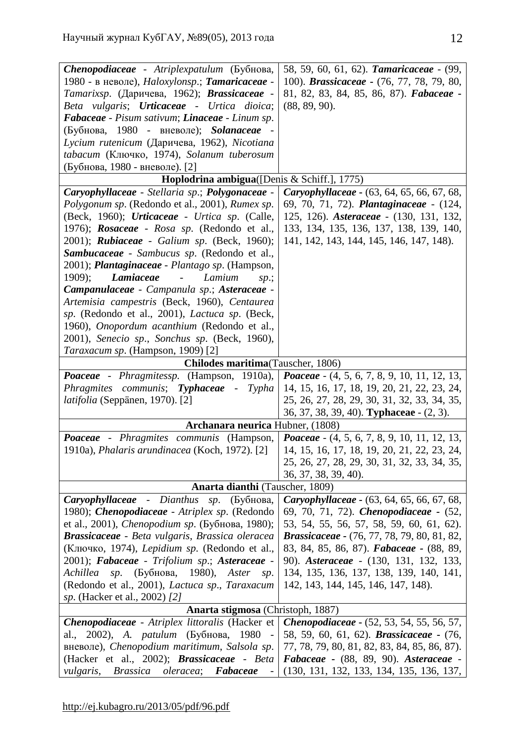| | |
|---|---|
| ***Chenopodiaceae*** - *Atriplexpatulum* (Бубнова, 1980 - в неволе), *Haloxylonsp*.; ***Tamaricaceae*** - *Tamarixsp*. (Даричева, 1962); ***Brassicaceae*** - *Beta vulgaris*; ***Urticaceae*** - *Urtica dioica*; ***Fabaceae*** - *Pisum sativum*; ***Linaceae*** - *Linum sp*. (Бубнова, 1980 - вневоле); ***Solanaceae*** - *Lycium rutenicum* (Даричева, 1962), *Nicotiana tabacum* (Ключко, 1974), *Solanum tuberosum* (Бубнова, 1980 - вневоле). [2] | 58, 59, 60, 61, 62). ***Tamaricaceae*** - (99, 100). ***Brassicaceae*** - (76, 77, 78, 79, 80, 81, 82, 83, 84, 85, 86, 87). ***Fabaceae*** - (88, 89, 90). |
| **Hoplodrina ambigua**([Denis & Schiff.], 1775) | |
| ***Caryophyllaceae*** - *Stellaria sp*.; ***Polygonaceae*** - *Polygonum sp*. (Redondo et al., 2001), *Rumex sp*. (Beck, 1960); ***Urticaceae*** - *Urtica sp*. (Calle, 1976); ***Rosaceae*** - *Rosa sp*. (Redondo et al., 2001); ***Rubiaceae*** - *Galium sp*. (Beck, 1960); ***Sambucaceae*** - *Sambucus sp*. (Redondo et al., 2001); ***Plantaginaceae*** - *Plantago sp*. (Hampson, 1909); ***Lamiaceae*** - *Lamium sp*.; ***Campanulaceae*** - *Campanula sp*.; ***Asteraceae*** - *Artemisia campestris* (Beck, 1960), *Centaurea sp*. (Redondo et al., 2001), *Lactuca sp*. (Beck, 1960), *Onopordum acanthium* (Redondo et al., 2001), *Senecio sp*., *Sonchus sp*. (Beck, 1960), *Taraxacum sp*. (Hampson, 1909) [2] | ***Caryophyllaceae*** - (63, 64, 65, 66, 67, 68, 69, 70, 71, 72). ***Plantaginaceae*** - (124, 125, 126). ***Asteraceae*** - (130, 131, 132, 133, 134, 135, 136, 137, 138, 139, 140, 141, 142, 143, 144, 145, 146, 147, 148). |
| **Chilodes maritima**(Tauscher, 1806) | |
| ***Poaceae*** - *Phragmitessp.* (Hampson, 1910a), *Phragmites communis*; ***Typhaceae*** - *Typha latifolia* (Seppänen, 1970). [2] | ***Poaceae*** - (4, 5, 6, 7, 8, 9, 10, 11, 12, 13, 14, 15, 16, 17, 18, 19, 20, 21, 22, 23, 24, 25, 26, 27, 28, 29, 30, 31, 32, 33, 34, 35, 36, 37, 38, 39, 40). **Typhaceae** - (2, 3). |
| **Archanara neurica** Hubner, (1808) | |
| ***Poaceae*** - *Phragmites communis* (Hampson, 1910a), *Phalaris arundinacea* (Koch, 1972). [2] | ***Poaceae*** - (4, 5, 6, 7, 8, 9, 10, 11, 12, 13, 14, 15, 16, 17, 18, 19, 20, 21, 22, 23, 24, 25, 26, 27, 28, 29, 30, 31, 32, 33, 34, 35, 36, 37, 38, 39, 40). |
| **Anarta dianthi** (Tauscher, 1809) | |
| ***Caryophyllaceae*** - *Dianthus sp*. (Бубнова, 1980); ***Chenopodiaceae*** - *Atriplex sp*. (Redondo et al., 2001), *Chenopodium sp*. (Бубнова, 1980); ***Brassicaceae*** - *Beta vulgaris*, *Brassica oleracea* (Ключко, 1974), *Lepidium sp*. (Redondo et al., 2001); ***Fabaceae*** - *Trifolium sp*.; ***Asteraceae*** - *Achillea sp*. (Бубнова, 1980), *Aster sp*. (Redondo et al., 2001), *Lactuca sp*., *Taraxacum sp*. (Hacker et al., 2002) *[2]* | ***Caryophyllaceae*** - (63, 64, 65, 66, 67, 68, 69, 70, 71, 72). ***Chenopodiaceae*** - (52, 53, 54, 55, 56, 57, 58, 59, 60, 61, 62). ***Brassicaceae*** - (76, 77, 78, 79, 80, 81, 82, 83, 84, 85, 86, 87). ***Fabaceae*** - (88, 89, 90). ***Asteraceae*** - (130, 131, 132, 133, 134, 135, 136, 137, 138, 139, 140, 141, 142, 143, 144, 145, 146, 147, 148). |
| **Anarta stigmosa** (Christoph, 1887) | |
| ***Chenopodiaceae*** - *Atriplex littoralis* (Hacker et al., 2002), *A. patulum* (Бубнова, 1980 - вневоле), *Chenopodium maritimum*, *Salsola sp*. (Hacker et al., 2002); ***Brassicaceae*** - *Beta vulgaris*, *Brassica oleracea*; ***Fabaceae*** - | ***Chenopodiaceae*** - (52, 53, 54, 55, 56, 57, 58, 59, 60, 61, 62). ***Brassicaceae*** - (76, 77, 78, 79, 80, 81, 82, 83, 84, 85, 86, 87). ***Fabaceae*** - (88, 89, 90). ***Asteraceae*** - (130, 131, 132, 133, 134, 135, 136, 137, |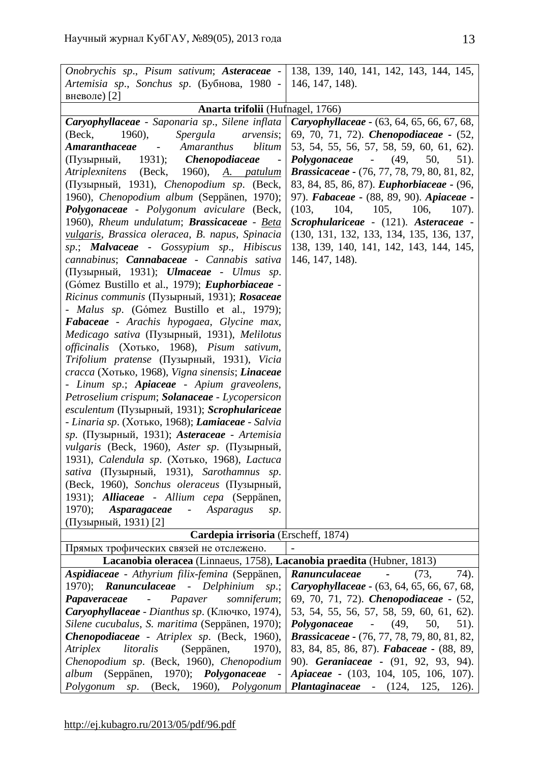| | |
|---|---|
| *Onobrychis sp*., *Pisum sativum*; ***Asteraceae*** - *Artemisia sp*., *Sonchus sp*. (Бубнова, 1980 - вневоле) [2] | 138, 139, 140, 141, 142, 143, 144, 145, 146, 147, 148). |
| **Anarta trifolii** (Hufnagel, 1766) | |
| ***Caryophyllaceae*** - *Saponaria sp*., *Silene inflata* (Beck, 1960), *Spergula arvensis*; ***Amaranthaceae*** - *Amaranthus blitum* (Пузырный, 1931); ***Chenopodiaceae*** - *Atriplexnitens* (Beck, 1960), *A. patulum* (Пузырный, 1931), *Chenopodium sp*. (Beck, 1960), *Chenopodium album* (Seppänen, 1970); ***Polygonaceae*** - *Polygonum aviculare* (Beck, 1960), *Rheum undulatum*; ***Brassicaceae*** - *Beta vulgaris*, *Brassica oleracea*, *B. napus*, *Spinacia sp*.; ***Malvaceae*** - *Gossypium sp*., *Hibiscus cannabinus*; ***Cannabaceae*** - *Cannabis sativa* (Пузырный, 1931); ***Ulmaceae*** - *Ulmus sp*. (Gómez Bustillo et al., 1979); ***Euphorbiaceae*** - *Ricinus communis* (Пузырный, 1931); ***Rosaceae*** - *Malus sp*. (Gómez Bustillo et al., 1979); ***Fabaceae*** - *Arachis hypogaea*, *Glycine max*, *Medicago sativa* (Пузырный, 1931), *Melilotus officinalis* (Хотько, 1968), *Pisum sativum*, *Trifolium pratense* (Пузырный, 1931), *Vicia cracca* (Хотько, 1968), *Vigna sinensis*; ***Linaceae*** - *Linum sp*.; ***Apiaceae*** - *Apium graveolens*, *Petroselium crispum*; ***Solanaceae*** - *Lycopersicon esculentum* (Пузырный, 1931); ***Scrophulariceae*** - *Linaria sp*. (Хотько, 1968); ***Lamiaceae*** - *Salvia sp*. (Пузырный, 1931); ***Asteraceae*** - *Artemisia vulgaris* (Beck, 1960), *Aster sp*. (Пузырный, 1931), *Calendula sp*. (Хотько, 1968), *Lactuca sativa* (Пузырный, 1931), *Sarothamnus sp*. (Beck, 1960), *Sonchus oleraceus* (Пузырный, 1931); ***Alliaceae*** - *Allium cepa* (Seppänen, 1970); ***Asparagaceae*** - *Asparagus sp*. (Пузырный, 1931) [2] | ***Caryophyllaceae*** - (63, 64, 65, 66, 67, 68, 69, 70, 71, 72). ***Chenopodiaceae*** - (52, 53, 54, 55, 56, 57, 58, 59, 60, 61, 62). ***Polygonaceae*** - (49, 50, 51). ***Brassicaceae*** - (76, 77, 78, 79, 80, 81, 82, 83, 84, 85, 86, 87). ***Euphorbiaceae*** - (96, 97). ***Fabaceae*** - (88, 89, 90). ***Apiaceae*** - (103, 104, 105, 106, 107). ***Scrophulariceae*** - (121). ***Asteraceae*** - (130, 131, 132, 133, 134, 135, 136, 137, 138, 139, 140, 141, 142, 143, 144, 145, 146, 147, 148). |
| **Cardepia irrisoria** (Erscheff, 1874) | |
| Прямых трофических связей не отслежено. | - |
| **Lacanobia oleracea** (Linnaeus, 1758), **Lacanobia praedita** (Hubner, 1813) | |
| ***Aspidiaceae*** - *Athyrium filix-femina* (Seppänen, 1970); ***Ranunculaceae*** - *Delphinium sp*.; ***Papaveraceae*** - *Papaver somniferum*; ***Caryophyllaceae*** - *Dianthus sp*. (Ключко, 1974), *Silene cucubalus*, *S. maritima* (Seppänen, 1970); ***Chenopodiaceae*** - *Atriplex sp*. (Beck, 1960), *Atriplex litoralis* (Seppänen, 1970), *Chenopodium sp*. (Beck, 1960), *Chenopodium album* (Seppänen, 1970); ***Polygonaceae*** - *Polygonum sp*. (Beck, 1960), *Polygonum* | ***Ranunculaceae*** - (73, 74). ***Caryophyllaceae*** - (63, 64, 65, 66, 67, 68, 69, 70, 71, 72). ***Chenopodiaceae*** - (52, 53, 54, 55, 56, 57, 58, 59, 60, 61, 62). ***Polygonaceae*** - (49, 50, 51). ***Brassicaceae*** - (76, 77, 78, 79, 80, 81, 82, 83, 84, 85, 86, 87). ***Fabaceae*** - (88, 89, 90). ***Geraniaceae*** - (91, 92, 93, 94). ***Apiaceae*** - (103, 104, 105, 106, 107). ***Plantaginaceae*** - (124, 125, 126). |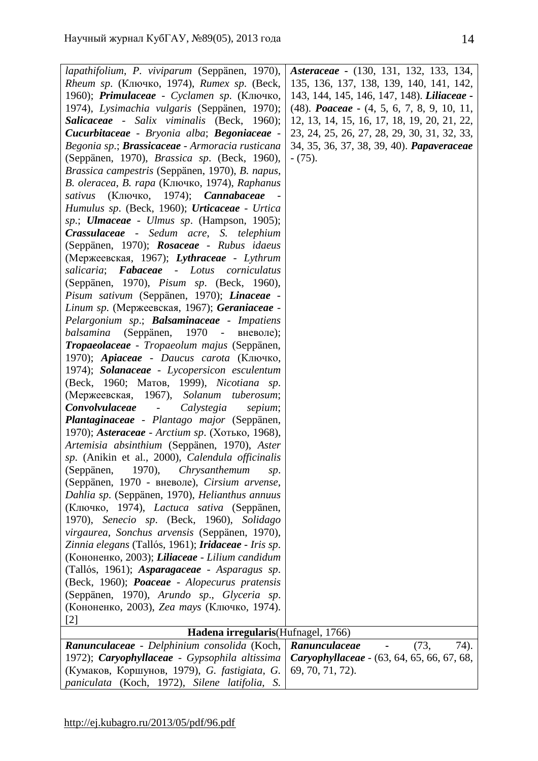| | |
|---|---|
| *lapathifolium*, *P. viviparum* (Seppänen, 1970), *Rheum sp*. (Ключко, 1974), *Rumex sp*. (Beck, 1960); ***Primulaceae*** - *Cyclamen sp*. (Ключко, 1974), *Lysimachia vulgaris* (Seppänen, 1970); ***Salicaceae*** - *Salix viminalis* (Beck, 1960); ***Cucurbitaceae*** - *Bryonia alba*; ***Begoniaceae*** - *Begonia sp*.; ***Brassicaceae*** - *Armoracia rusticana* (Seppänen, 1970), *Brassica sp*. (Beck, 1960), *Brassica campestris* (Seppänen, 1970), *B. napus*, *B. oleracea*, *B. rapa* (Ключко, 1974), *Raphanus sativus* (Ключко, 1974); ***Cannabaceae*** - *Humulus sp*. (Beck, 1960); ***Urticaceae*** - *Urtica sp*.; ***Ulmaceae*** - *Ulmus sp*. (Hampson, 1905); ***Crassulaceae*** - *Sedum acre*, *S. telephium* (Seppänen, 1970); ***Rosaceae*** - *Rubus idaeus* (Мержеевская, 1967); ***Lythraceae*** - *Lythrum salicaria*; ***Fabaceae*** - *Lotus corniculatus* (Seppänen, 1970), *Pisum sp*. (Beck, 1960), *Pisum sativum* (Seppänen, 1970); ***Linaceae*** - *Linum sp*. (Мержеевская, 1967); ***Geraniaceae*** - *Pelargonium sp*.; ***Balsaminaceae*** - *Impatiens balsamina* (Seppänen, 1970 - вневоле); ***Tropaeolaceae*** - *Tropaeolum majus* (Seppänen, 1970); ***Apiaceae*** - *Daucus carota* (Ключко, 1974); ***Solanaceae*** - *Lycopersicon esculentum* (Beck, 1960; Матов, 1999), *Nicotiana sp*. (Мержеевская, 1967), *Solanum tuberosum*; ***Convolvulaceae*** - *Calystegia sepium*; ***Plantaginaceae*** - *Plantago major* (Seppänen, 1970); ***Asteraceae*** - *Arctium sp*. (Хотько, 1968), *Artemisia absinthium* (Seppänen, 1970), *Aster sp*. (Anikin et al., 2000), *Calendula officinalis* (Seppänen, 1970), *Chrysanthemum sp*. (Seppänen, 1970 - вневоле), *Cirsium arvense*, *Dahlia sp*. (Seppänen, 1970), *Helianthus annuus* (Ключко, 1974), *Lactuca sativa* (Seppänen, 1970), *Senecio sp*. (Beck, 1960), *Solidago virgaurea*, *Sonchus arvensis* (Seppänen, 1970), *Zinnia elegans* (Tallós, 1961); ***Iridaceae*** - *Iris sp*. (Кононенко, 2003); ***Liliaceae*** - *Lilium candidum* (Tallós, 1961); ***Asparagaceae*** - *Asparagus sp*. (Beck, 1960); ***Poaceae*** - *Alopecurus pratensis* (Seppänen, 1970), *Arundo sp*., *Glyceria sp*. (Кононенко, 2003), *Zea mays* (Ключко, 1974). [2] | ***Asteraceae*** - (130, 131, 132, 133, 134, 135, 136, 137, 138, 139, 140, 141, 142, 143, 144, 145, 146, 147, 148). ***Liliaceae*** - (48). ***Poaceae*** - (4, 5, 6, 7, 8, 9, 10, 11, 12, 13, 14, 15, 16, 17, 18, 19, 20, 21, 22, 23, 24, 25, 26, 27, 28, 29, 30, 31, 32, 33, 34, 35, 36, 37, 38, 39, 40). ***Papaveraceae*** - (75). |
| **Hadena irregularis**(Hufnagel, 1766) | |
| ***Ranunculaceae*** - *Delphinium consolida* (Koch, 1972); ***Caryophyllaceae*** - *Gypsophila altissima* (Кумаков, Коршунов, 1979), *G. fastigiata*, *G. paniculata* (Koch, 1972), *Silene latifolia*, *S.* | ***Ranunculaceae*** - (73, 74). ***Caryophyllaceae*** - (63, 64, 65, 66, 67, 68, 69, 70, 71, 72). |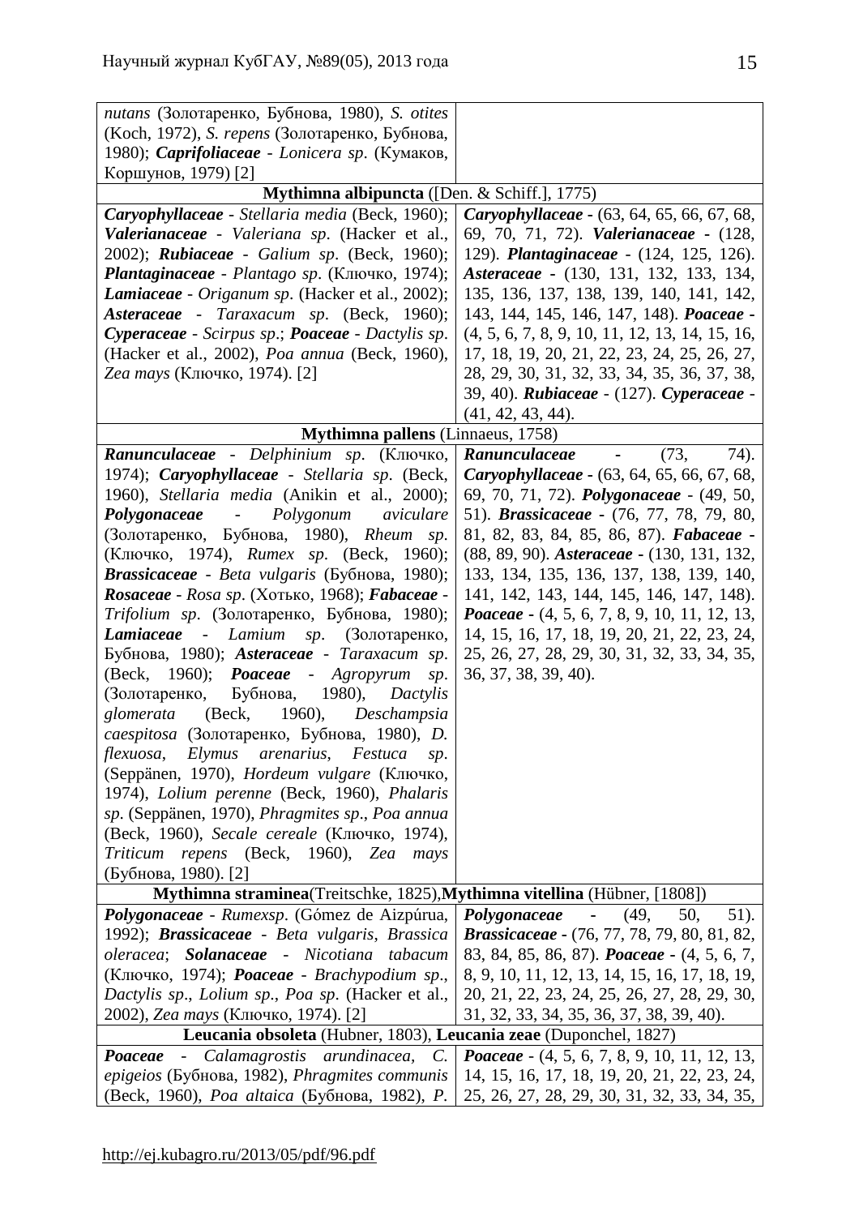| | |
|---|---|
| *nutans* (Золотаренко, Бубнова, 1980), *S. otites* (Koch, 1972), *S. repens* (Золотаренко, Бубнова, 1980); ***Caprifoliaceae*** - *Lonicera sp*. (Кумаков, Коршунов, 1979) [2] | |
| **Mythimna albipuncta** ([Den. & Schiff.], 1775) | |
| ***Caryophyllaceae*** - *Stellaria media* (Beck, 1960); ***Valerianaceae*** - *Valeriana sp*. (Hacker et al., 2002); ***Rubiaceae*** - *Galium sp*. (Beck, 1960); ***Plantaginaceae*** - *Plantago sp*. (Ключко, 1974); ***Lamiaceae*** - *Origanum sp*. (Hacker et al., 2002); ***Asteraceae*** - *Taraxacum sp*. (Beck, 1960); ***Cyperaceae*** - *Scirpus sp*.; ***Poaceae*** - *Dactylis sp*. (Hacker et al., 2002), *Poa annua* (Beck, 1960), *Zea mays* (Ключко, 1974). [2] | ***Caryophyllaceae*** - (63, 64, 65, 66, 67, 68, 69, 70, 71, 72). ***Valerianaceae*** - (128, 129). ***Plantaginaceae*** - (124, 125, 126). ***Asteraceae*** - (130, 131, 132, 133, 134, 135, 136, 137, 138, 139, 140, 141, 142, 143, 144, 145, 146, 147, 148). ***Poaceae*** - (4, 5, 6, 7, 8, 9, 10, 11, 12, 13, 14, 15, 16, 17, 18, 19, 20, 21, 22, 23, 24, 25, 26, 27, 28, 29, 30, 31, 32, 33, 34, 35, 36, 37, 38, 39, 40). ***Rubiaceae*** - (127). ***Cyperaceae*** - (41, 42, 43, 44). |
| **Mythimna pallens** (Linnaeus, 1758) | |
| ***Ranunculaceae*** - *Delphinium sp*. (Ключко, 1974); ***Caryophyllaceae*** - *Stellaria sp*. (Beck, 1960), *Stellaria media* (Anikin et al., 2000); ***Polygonaceae*** - *Polygonum aviculare* (Золотаренко, Бубнова, 1980), *Rheum sp*. (Ключко, 1974), *Rumex sp*. (Beck, 1960); ***Brassicaceae*** - *Beta vulgaris* (Бубнова, 1980); ***Rosaceae*** - *Rosa sp*. (Хотько, 1968); ***Fabaceae*** - *Trifolium sp*. (Золотаренко, Бубнова, 1980); ***Lamiaceae*** - *Lamium sp*. (Золотаренко, Бубнова, 1980); ***Asteraceae*** - *Taraxacum sp*. (Beck, 1960); ***Poaceae*** - *Agropyrum sp*. (Золотаренко, Бубнова, 1980), *Dactylis glomerata* (Beck, 1960), *Deschampsia caespitosa* (Золотаренко, Бубнова, 1980), *D. flexuosa*, *Elymus arenarius*, *Festuca sp*. (Seppänen, 1970), *Hordeum vulgare* (Ключко, 1974), *Lolium perenne* (Beck, 1960), *Phalaris sp*. (Seppänen, 1970), *Phragmites sp*., *Poa annua* (Beck, 1960), *Secale cereale* (Ключко, 1974), *Triticum repens* (Beck, 1960), *Zea mays* (Бубнова, 1980). [2] | ***Ranunculaceae*** - (73, 74). ***Caryophyllaceae*** - (63, 64, 65, 66, 67, 68, 69, 70, 71, 72). ***Polygonaceae*** - (49, 50, 51). ***Brassicaceae*** - (76, 77, 78, 79, 80, 81, 82, 83, 84, 85, 86, 87). ***Fabaceae*** - (88, 89, 90). ***Asteraceae*** - (130, 131, 132, 133, 134, 135, 136, 137, 138, 139, 140, 141, 142, 143, 144, 145, 146, 147, 148). ***Poaceae*** - (4, 5, 6, 7, 8, 9, 10, 11, 12, 13, 14, 15, 16, 17, 18, 19, 20, 21, 22, 23, 24, 25, 26, 27, 28, 29, 30, 31, 32, 33, 34, 35, 36, 37, 38, 39, 40). |
| **Mythimna straminea**(Treitschke, 1825),**Mythimna vitellina** (Hübner, [1808]) | |
| ***Polygonaceae*** - *Rumexsp*. (Gómez de Aizpúrua, 1992); ***Brassicaceae*** - *Beta vulgaris*, *Brassica oleracea*; ***Solanaceae*** - *Nicotiana tabacum* (Ключко, 1974); ***Poaceae*** - *Brachypodium sp*., *Dactylis sp*., *Lolium sp*., *Poa sp*. (Hacker et al., 2002), *Zea mays* (Ключко, 1974). [2] | ***Polygonaceae*** - (49, 50, 51). ***Brassicaceae*** - (76, 77, 78, 79, 80, 81, 82, 83, 84, 85, 86, 87). ***Poaceae*** - (4, 5, 6, 7, 8, 9, 10, 11, 12, 13, 14, 15, 16, 17, 18, 19, 20, 21, 22, 23, 24, 25, 26, 27, 28, 29, 30, 31, 32, 33, 34, 35, 36, 37, 38, 39, 40). |
| **Leucania obsoleta** (Hubner, 1803), **Leucania zeae** (Duponchel, 1827) | |
| ***Poaceae*** - *Calamagrostis arundinacea*, *C. epigeios* (Бубнова, 1982), *Phragmites communis* (Beck, 1960), *Poa altaica* (Бубнова, 1982), *P.* | ***Poaceae*** - (4, 5, 6, 7, 8, 9, 10, 11, 12, 13, 14, 15, 16, 17, 18, 19, 20, 21, 22, 23, 24, 25, 26, 27, 28, 29, 30, 31, 32, 33, 34, 35, |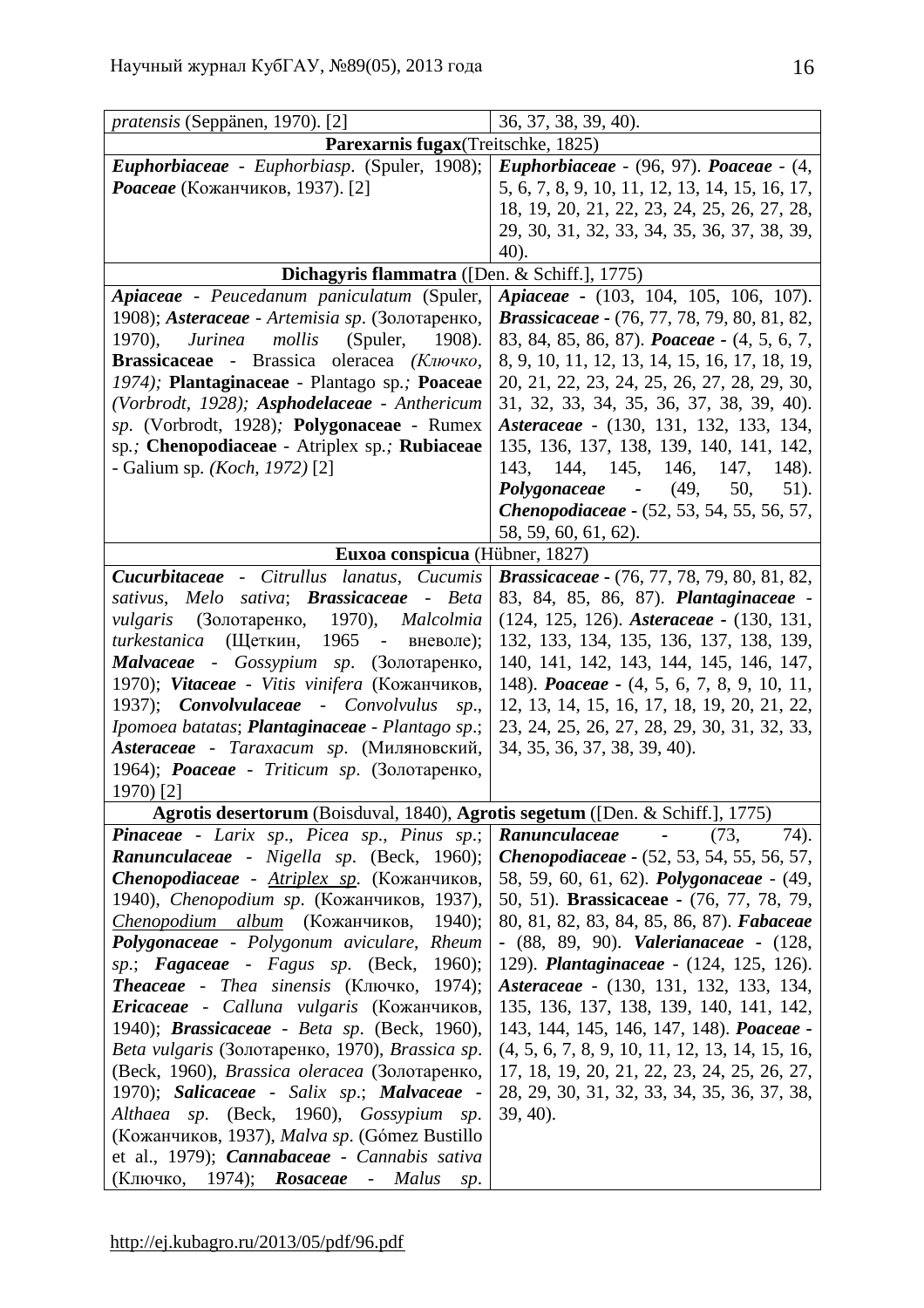| | |
|---|---|
| *pratensis* (Seppänen, 1970). [2] | 36, 37, 38, 39, 40). |
| **Parexarnis fugax**(Treitschke, 1825) | |
| ***Euphorbiaceae*** - *Euphorbiasp*. (Spuler, 1908); ***Poaceae*** (Кожанчиков, 1937). [2] | ***Euphorbiaceae*** - (96, 97). ***Poaceae*** - (4, 5, 6, 7, 8, 9, 10, 11, 12, 13, 14, 15, 16, 17, 18, 19, 20, 21, 22, 23, 24, 25, 26, 27, 28, 29, 30, 31, 32, 33, 34, 35, 36, 37, 38, 39, 40). |
| **Dichagyris flammatra** ([Den. & Schiff.], 1775) | |
| ***Apiaceae*** - *Peucedanum paniculatum* (Spuler, 1908); ***Asteraceae*** - *Artemisia sp*. (Золотаренко, 1970), *Jurinea mollis* (Spuler, 1908). **Brassicaceae** - Brassica oleracea *(Ключко, 1974);* **Plantaginaceae** - Plantago sp*.;* **Poaceae** *(Vorbrodt, 1928);* ***Asphodelaceae*** - *Anthericum sp*. (Vorbrodt, 1928)*;* **Polygonaceae** - Rumex sp.*;* **Chenopodiaceae** - Atriplex sp.*;* **Rubiaceae** - Galium sp. *(Koch, 1972)* [2] | ***Apiaceae*** - (103, 104, 105, 106, 107). ***Brassicaceae*** - (76, 77, 78, 79, 80, 81, 82, 83, 84, 85, 86, 87). ***Poaceae*** - (4, 5, 6, 7, 8, 9, 10, 11, 12, 13, 14, 15, 16, 17, 18, 19, 20, 21, 22, 23, 24, 25, 26, 27, 28, 29, 30, 31, 32, 33, 34, 35, 36, 37, 38, 39, 40). ***Asteraceae*** - (130, 131, 132, 133, 134, 135, 136, 137, 138, 139, 140, 141, 142, 143, 144, 145, 146, 147, 148). ***Polygonaceae*** - (49, 50, 51). ***Chenopodiaceae*** - (52, 53, 54, 55, 56, 57, 58, 59, 60, 61, 62). |
| **Euxoa conspicua** (Hübner, 1827) | |
| ***Cucurbitaceae*** - *Citrullus lanatus*, *Cucumis sativus*, *Melo sativa*; ***Brassicaceae*** - *Beta vulgaris* (Золотаренко, 1970), *Malcolmia turkestanica* (Щеткин, 1965 - вневоле); ***Malvaceae*** - *Gossypium sp*. (Золотаренко, 1970); ***Vitaceae*** - *Vitis vinifera* (Кожанчиков, 1937); ***Convolvulaceae*** - *Convolvulus sp*., *Ipomoea batatas*; ***Plantaginaceae*** - *Plantago sp*.; ***Asteraceae*** - *Taraxacum sp*. (Миляновский, 1964); ***Poaceae*** - *Triticum sp*. (Золотаренко, 1970) [2] | ***Brassicaceae*** - (76, 77, 78, 79, 80, 81, 82, 83, 84, 85, 86, 87). ***Plantaginaceae*** - (124, 125, 126). ***Asteraceae*** - (130, 131, 132, 133, 134, 135, 136, 137, 138, 139, 140, 141, 142, 143, 144, 145, 146, 147, 148). ***Poaceae*** - (4, 5, 6, 7, 8, 9, 10, 11, 12, 13, 14, 15, 16, 17, 18, 19, 20, 21, 22, 23, 24, 25, 26, 27, 28, 29, 30, 31, 32, 33, 34, 35, 36, 37, 38, 39, 40). |
| **Agrotis desertorum** (Boisduval, 1840), **Agrotis segetum** ([Den. & Schiff.], 1775) | |
| ***Pinaceae*** - *Larix sp*., *Picea sp*., *Pinus sp*.; ***Ranunculaceae*** - *Nigella sp*. (Beck, 1960); ***Chenopodiaceae*** - *Atriplex sp*. (Кожанчиков, 1940), *Chenopodium sp*. (Кожанчиков, 1937), *Chenopodium album* (Кожанчиков, 1940); ***Polygonaceae*** - *Polygonum aviculare*, *Rheum sp*.; ***Fagaceae*** - *Fagus sp*. (Beck, 1960); ***Theaceae*** - *Thea sinensis* (Ключко, 1974); ***Ericaceae*** - *Calluna vulgaris* (Кожанчиков, 1940); ***Brassicaceae*** - *Beta sp*. (Beck, 1960), *Beta vulgaris* (Золотаренко, 1970), *Brassica sp*. (Beck, 1960), *Brassica oleracea* (Золотаренко, 1970); ***Salicaceae*** - *Salix sp*.; ***Malvaceae*** - *Althaea sp*. (Beck, 1960), *Gossypium sp*. (Кожанчиков, 1937), *Malva sp*. (Gómez Bustillo et al., 1979); ***Cannabaceae*** - *Cannabis sativa* (Ключко, 1974); ***Rosaceae*** - *Malus sp*. | ***Ranunculaceae*** - (73, 74). ***Chenopodiaceae*** - (52, 53, 54, 55, 56, 57, 58, 59, 60, 61, 62). ***Polygonaceae*** - (49, 50, 51). **Brassicaceae** - (76, 77, 78, 79, 80, 81, 82, 83, 84, 85, 86, 87). ***Fabaceae*** - (88, 89, 90). ***Valerianaceae*** - (128, 129). ***Plantaginaceae*** - (124, 125, 126). ***Asteraceae*** - (130, 131, 132, 133, 134, 135, 136, 137, 138, 139, 140, 141, 142, 143, 144, 145, 146, 147, 148). ***Poaceae*** - (4, 5, 6, 7, 8, 9, 10, 11, 12, 13, 14, 15, 16, 17, 18, 19, 20, 21, 22, 23, 24, 25, 26, 27, 28, 29, 30, 31, 32, 33, 34, 35, 36, 37, 38, 39, 40). |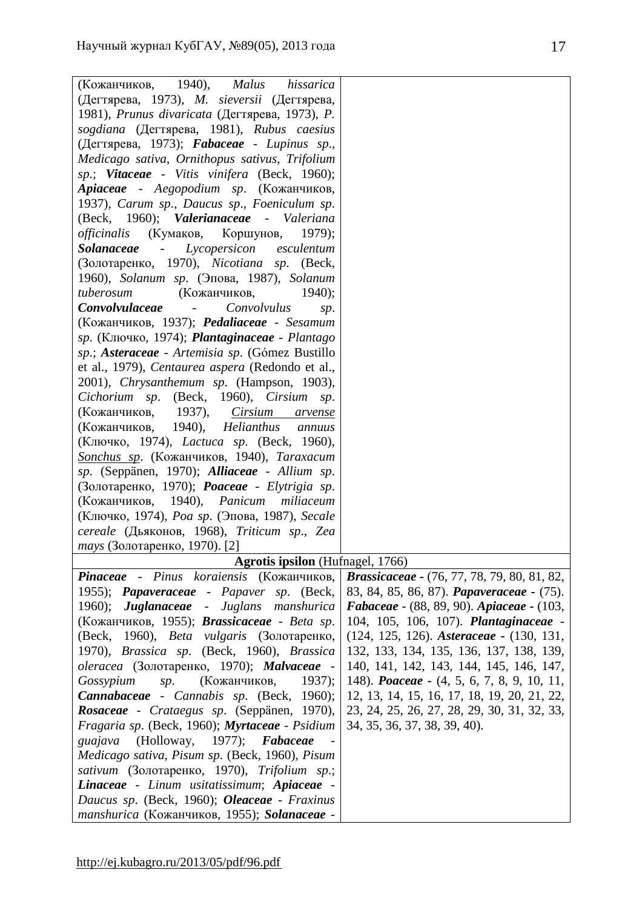| | |
|---|---|
| (Кожанчиков, 1940), *Malus hissarica* (Дегтярева, 1973), *M. sieversii* (Дегтярева, 1981), *Prunus divaricata* (Дегтярева, 1973), *P. sogdiana* (Дегтярева, 1981), *Rubus caesius* (Дегтярева, 1973); ***Fabaceae*** - *Lupinus sp*., *Medicago sativa*, *Ornithopus sativus*, *Trifolium sp*.; ***Vitaceae*** - *Vitis vinifera* (Beck, 1960); ***Apiaceae*** - *Aegopodium sp*. (Кожанчиков, 1937), *Carum sp*., *Daucus sp*., *Foeniculum sp*. (Beck, 1960); ***Valerianaceae*** - *Valeriana officinalis* (Кумаков, Коршунов, 1979); ***Solanaceae*** - *Lycopersicon esculentum* (Золотаренко, 1970), *Nicotiana sp*. (Beck, 1960), *Solanum sp*. (Эпова, 1987), *Solanum tuberosum* (Кожанчиков, 1940); ***Convolvulaceae*** - *Convolvulus sp*. (Кожанчиков, 1937); ***Pedaliaceae*** - *Sesamum sp*. (Ключко, 1974); ***Plantaginaceae*** - *Plantago sp*.; ***Asteraceae*** - *Artemisia sp*. (Gómez Bustillo et al., 1979), *Centaurea aspera* (Redondo et al., 2001), *Chrysanthemum sp*. (Hampson, 1903), *Cichorium sp*. (Beck, 1960), *Cirsium sp*. (Кожанчиков, 1937), <u>*Cirsium arvense*</u> (Кожанчиков, 1940), *Helianthus annuus* (Ключко, 1974), *Lactuca sp*. (Beck, 1960), <u>*Sonchus sp*</u>. (Кожанчиков, 1940), *Taraxacum sp*. (Seppänen, 1970); ***Alliaceae*** - *Allium sp*. (Золотаренко, 1970); ***Poaceae*** - *Elytrigia sp*. (Кожанчиков, 1940), *Panicum miliaceum* (Ключко, 1974), *Poa sp*. (Эпова, 1987), *Secale cereale* (Дьяконов, 1968), *Triticum sp*., *Zea mays* (Золотаренко, 1970). [2] | |
| **Agrotis ipsilon** (Hufnagel, 1766) | |
| ***Pinaceae*** - *Pinus koraiensis* (Кожанчиков, 1955); ***Papaveraceae*** - *Papaver sp*. (Beck, 1960); ***Juglanaceae*** - *Juglans manshurica* (Кожанчиков, 1955); ***Brassicaceae*** - *Beta sp*. (Beck, 1960), *Beta vulgaris* (Золотаренко, 1970), *Brassica sp*. (Beck, 1960), *Brassica oleracea* (Золотаренко, 1970); ***Malvaceae*** - *Gossypium sp*. (Кожанчиков, 1937); ***Cannabaceae*** - *Cannabis sp*. (Beck, 1960); ***Rosaceae*** - *Crataegus sp*. (Seppänen, 1970), *Fragaria sp*. (Beck, 1960); ***Myrtaceae*** - *Psidium guajava* (Holloway, 1977); ***Fabaceae*** - *Medicago sativa*, *Pisum sp*. (Beck, 1960), *Pisum sativum* (Золотаренко, 1970), *Trifolium sp*.; ***Linaceae*** - *Linum usitatissimum*; ***Apiaceae*** - *Daucus sp*. (Beck, 1960); ***Oleaceae*** - *Fraxinus manshurica* (Кожанчиков, 1955); ***Solanaceae*** - | ***Brassicaceae*** - (76, 77, 78, 79, 80, 81, 82, 83, 84, 85, 86, 87). ***Papaveraceae*** - (75). ***Fabaceae*** - (88, 89, 90). ***Apiaceae*** - (103, 104, 105, 106, 107). ***Plantaginaceae*** - (124, 125, 126). ***Asteraceae*** - (130, 131, 132, 133, 134, 135, 136, 137, 138, 139, 140, 141, 142, 143, 144, 145, 146, 147, 148). ***Poaceae*** - (4, 5, 6, 7, 8, 9, 10, 11, 12, 13, 14, 15, 16, 17, 18, 19, 20, 21, 22, 23, 24, 25, 26, 27, 28, 29, 30, 31, 32, 33, 34, 35, 36, 37, 38, 39, 40). |

http://ej.kubagro.ru/2013/05/pdf/96.pdf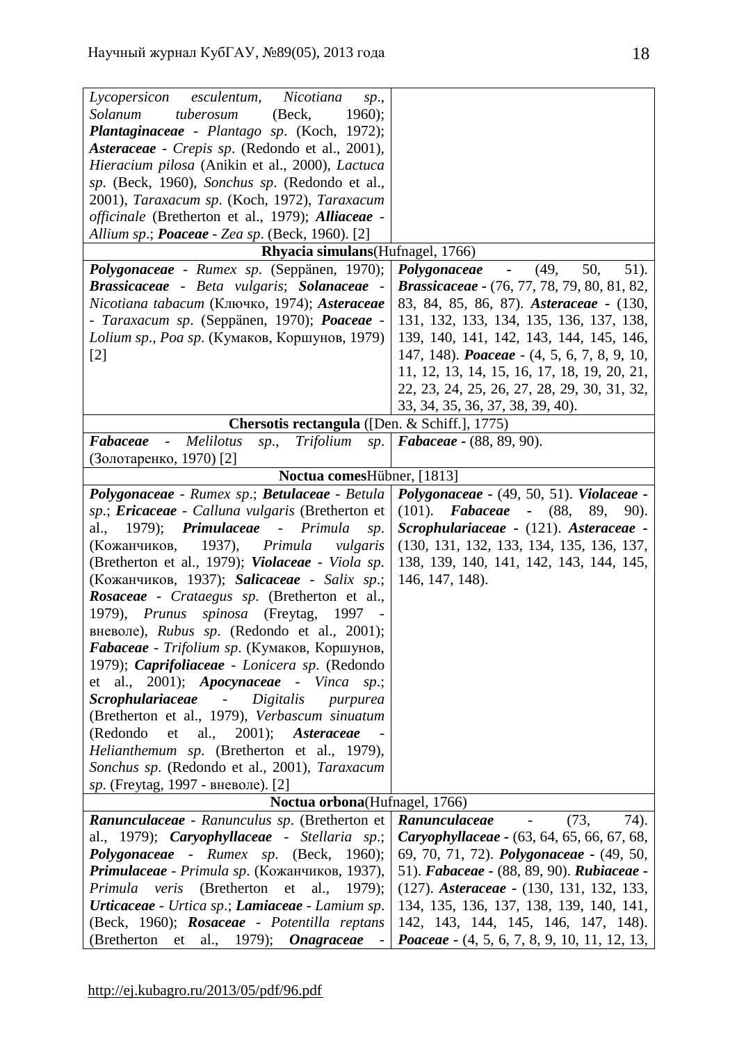| | |
|---|---|
| *Lycopersicon esculentum*, *Nicotiana sp.*, *Solanum tuberosum* (Beck, 1960); ***Plantaginaceae*** - *Plantago sp.* (Koch, 1972); ***Asteraceae*** - *Crepis sp.* (Redondo et al., 2001), *Hieracium pilosa* (Anikin et al., 2000), *Lactuca sp.* (Beck, 1960), *Sonchus sp.* (Redondo et al., 2001), *Taraxacum sp.* (Koch, 1972), *Taraxacum officinale* (Bretherton et al., 1979); ***Alliaceae*** - *Allium sp.*; ***Poaceae*** - *Zea sp.* (Beck, 1960). [2] | |
| **Rhyacia simulans**(Hufnagel, 1766) | |
| ***Polygonaceae*** - *Rumex sp.* (Seppänen, 1970); ***Brassicaceae*** - *Beta vulgaris*; ***Solanaceae*** - *Nicotiana tabacum* (Ключко, 1974); ***Asteraceae*** - *Taraxacum sp.* (Seppänen, 1970); ***Poaceae*** - *Lolium sp.*, *Poa sp.* (Кумаков, Коршунов, 1979) [2] | ***Polygonaceae*** - (49, 50, 51). ***Brassicaceae*** - (76, 77, 78, 79, 80, 81, 82, 83, 84, 85, 86, 87). ***Asteraceae*** - (130, 131, 132, 133, 134, 135, 136, 137, 138, 139, 140, 141, 142, 143, 144, 145, 146, 147, 148). ***Poaceae*** - (4, 5, 6, 7, 8, 9, 10, 11, 12, 13, 14, 15, 16, 17, 18, 19, 20, 21, 22, 23, 24, 25, 26, 27, 28, 29, 30, 31, 32, 33, 34, 35, 36, 37, 38, 39, 40). |
| **Chersotis rectangula** ([Den. & Schiff.], 1775) | |
| ***Fabaceae*** - *Melilotus sp.*, *Trifolium sp.* (Золотаренко, 1970) [2] | ***Fabaceae*** - (88, 89, 90). |
| **Noctua comes**Hübner, [1813] | |
| ***Polygonaceae*** - *Rumex sp.*; ***Betulaceae*** - *Betula sp.*; ***Ericaceae*** - *Calluna vulgaris* (Bretherton et al., 1979); ***Primulaceae*** - *Primula sp.* (Кожанчиков, 1937), *Primula vulgaris* (Bretherton et al., 1979); ***Violaceae*** - *Viola sp.* (Кожанчиков, 1937); ***Salicaceae*** - *Salix sp.*; ***Rosaceae*** - *Crataegus sp.* (Bretherton et al., 1979), *Prunus spinosa* (Freytag, 1997 - вневоле), *Rubus sp.* (Redondo et al., 2001); ***Fabaceae*** - *Trifolium sp.* (Кумаков, Коршунов, 1979); ***Caprifoliaceae*** - *Lonicera sp.* (Redondo et al., 2001); ***Apocynaceae*** - *Vinca sp.*; ***Scrophulariaceae*** - *Digitalis purpurea* (Bretherton et al., 1979), *Verbascum sinuatum* (Redondo et al., 2001); ***Asteraceae*** - *Helianthemum sp.* (Bretherton et al., 1979), *Sonchus sp.* (Redondo et al., 2001), *Taraxacum sp.* (Freytag, 1997 - вневоле). [2] | ***Polygonaceae*** - (49, 50, 51). ***Violaceae*** - (101). ***Fabaceae*** - (88, 89, 90). ***Scrophulariaceae*** - (121). ***Asteraceae*** - (130, 131, 132, 133, 134, 135, 136, 137, 138, 139, 140, 141, 142, 143, 144, 145, 146, 147, 148). |
| **Noctua orbona**(Hufnagel, 1766) | |
| ***Ranunculaceae*** - *Ranunculus sp.* (Bretherton et al., 1979); ***Caryophyllaceae*** - *Stellaria sp.*; ***Polygonaceae*** - *Rumex sp.* (Beck, 1960); ***Primulaceae*** - *Primula sp.* (Кожанчиков, 1937), *Primula veris* (Bretherton et al., 1979); ***Urticaceae*** - *Urtica sp.*; ***Lamiaceae*** - *Lamium sp.* (Beck, 1960); ***Rosaceae*** - *Potentilla reptans* (Bretherton et al., 1979); ***Onagraceae*** - | ***Ranunculaceae*** - (73, 74). ***Caryophyllaceae*** - (63, 64, 65, 66, 67, 68, 69, 70, 71, 72). ***Polygonaceae*** - (49, 50, 51). ***Fabaceae*** - (88, 89, 90). ***Rubiaceae*** - (127). ***Asteraceae*** - (130, 131, 132, 133, 134, 135, 136, 137, 138, 139, 140, 141, 142, 143, 144, 145, 146, 147, 148). ***Poaceae*** - (4, 5, 6, 7, 8, 9, 10, 11, 12, 13, |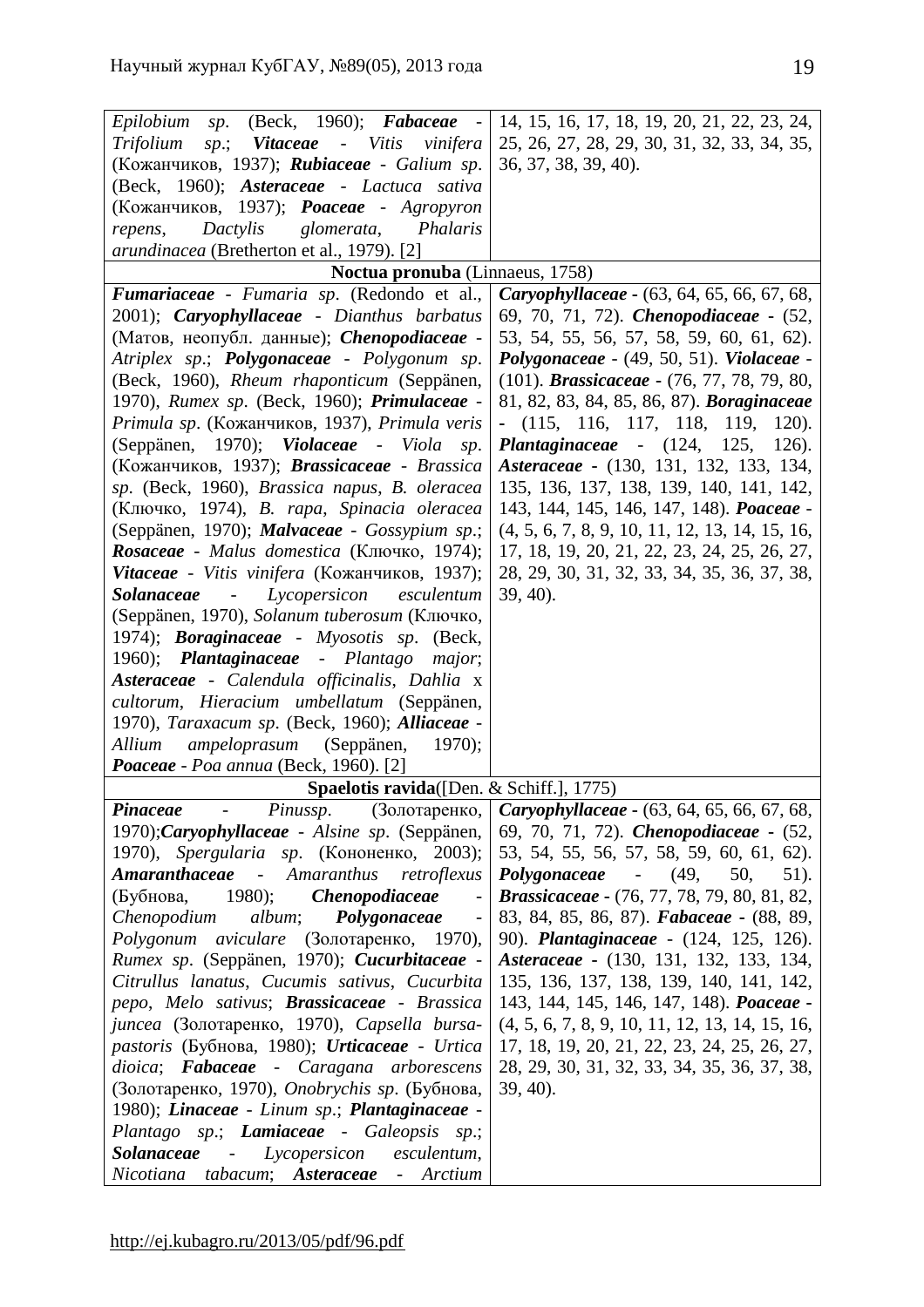| | |
|---|---|
| *Epilobium sp*. (Beck, 1960); ***Fabaceae*** - *Trifolium sp*.; ***Vitaceae*** - *Vitis vinifera* (Кожанчиков, 1937); ***Rubiaceae*** - *Galium sp*. (Beck, 1960); ***Asteraceae*** - *Lactuca sativa* (Кожанчиков, 1937); ***Poaceae*** - *Agropyron repens*, *Dactylis glomerata*, *Phalaris arundinacea* (Bretherton et al., 1979). [2] | 14, 15, 16, 17, 18, 19, 20, 21, 22, 23, 24, 25, 26, 27, 28, 29, 30, 31, 32, 33, 34, 35, 36, 37, 38, 39, 40). |
| **Noctua pronuba** (Linnaeus, 1758) | |
| ***Fumariaceae*** - *Fumaria sp*. (Redondo et al., 2001); ***Caryophyllaceae*** - *Dianthus barbatus* (Матов, неопубл. данные); ***Chenopodiaceae*** - *Atriplex sp*.; ***Polygonaceae*** - *Polygonum sp*. (Beck, 1960), *Rheum rhaponticum* (Seppänen, 1970), *Rumex sp*. (Beck, 1960); ***Primulaceae*** - *Primula sp*. (Кожанчиков, 1937), *Primula veris* (Seppänen, 1970); ***Violaceae*** - *Viola sp*. (Кожанчиков, 1937); ***Brassicaceae*** - *Brassica sp*. (Beck, 1960), *Brassica napus*, *B. oleracea* (Ключко, 1974), *B. rapa*, *Spinacia oleracea* (Seppänen, 1970); ***Malvaceae*** - *Gossypium sp*.; ***Rosaceae*** - *Malus domestica* (Ключко, 1974); ***Vitaceae*** - *Vitis vinifera* (Кожанчиков, 1937); ***Solanaceae*** - *Lycopersicon esculentum* (Seppänen, 1970), *Solanum tuberosum* (Ключко, 1974); ***Boraginaceae*** - *Myosotis sp*. (Beck, 1960); ***Plantaginaceae*** - *Plantago major*; ***Asteraceae*** - *Calendula officinalis*, *Dahlia* x *cultorum*, *Hieracium umbellatum* (Seppänen, 1970), *Taraxacum sp*. (Beck, 1960); ***Alliaceae*** - *Allium ampeloprasum* (Seppänen, 1970); ***Poaceae*** - *Poa annua* (Beck, 1960). [2] | ***Caryophyllaceae*** - (63, 64, 65, 66, 67, 68, 69, 70, 71, 72). ***Chenopodiaceae*** - (52, 53, 54, 55, 56, 57, 58, 59, 60, 61, 62). ***Polygonaceae*** - (49, 50, 51). ***Violaceae*** - (101). ***Brassicaceae*** - (76, 77, 78, 79, 80, 81, 82, 83, 84, 85, 86, 87). ***Boraginaceae*** - (115, 116, 117, 118, 119, 120). ***Plantaginaceae*** - (124, 125, 126). ***Asteraceae*** - (130, 131, 132, 133, 134, 135, 136, 137, 138, 139, 140, 141, 142, 143, 144, 145, 146, 147, 148). ***Poaceae*** - (4, 5, 6, 7, 8, 9, 10, 11, 12, 13, 14, 15, 16, 17, 18, 19, 20, 21, 22, 23, 24, 25, 26, 27, 28, 29, 30, 31, 32, 33, 34, 35, 36, 37, 38, 39, 40). |
| **Spaelotis ravida**([Den. & Schiff.], 1775) | |
| ***Pinaceae*** - *Pinussp*. (Золотаренко, 1970);***Caryophyllaceae*** - *Alsine sp*. (Seppänen, 1970), *Spergularia sp*. (Кононенко, 2003); ***Amaranthaceae*** - *Amaranthus retroflexus* (Бубнова, 1980); ***Chenopodiaceae*** - *Chenopodium album*; ***Polygonaceae*** - *Polygonum aviculare* (Золотаренко, 1970), *Rumex sp*. (Seppänen, 1970); ***Cucurbitaceae*** - *Citrullus lanatus*, *Cucumis sativus*, *Cucurbita pepo*, *Melo sativus*; ***Brassicaceae*** - *Brassica juncea* (Золотаренко, 1970), *Capsella bursa-pastoris* (Бубнова, 1980); ***Urticaceae*** - *Urtica dioica*; ***Fabaceae*** - *Caragana arborescens* (Золотаренко, 1970), *Onobrychis sp*. (Бубнова, 1980); ***Linaceae*** - *Linum sp*.; ***Plantaginaceae*** - *Plantago sp*.; ***Lamiaceae*** - *Galeopsis sp*.; ***Solanaceae*** - *Lycopersicon esculentum*, *Nicotiana tabacum*; ***Asteraceae*** - *Arctium* | ***Caryophyllaceae*** - (63, 64, 65, 66, 67, 68, 69, 70, 71, 72). ***Chenopodiaceae*** - (52, 53, 54, 55, 56, 57, 58, 59, 60, 61, 62). ***Polygonaceae*** - (49, 50, 51). ***Brassicaceae*** - (76, 77, 78, 79, 80, 81, 82, 83, 84, 85, 86, 87). ***Fabaceae*** - (88, 89, 90). ***Plantaginaceae*** - (124, 125, 126). ***Asteraceae*** - (130, 131, 132, 133, 134, 135, 136, 137, 138, 139, 140, 141, 142, 143, 144, 145, 146, 147, 148). ***Poaceae*** - (4, 5, 6, 7, 8, 9, 10, 11, 12, 13, 14, 15, 16, 17, 18, 19, 20, 21, 22, 23, 24, 25, 26, 27, 28, 29, 30, 31, 32, 33, 34, 35, 36, 37, 38, 39, 40). |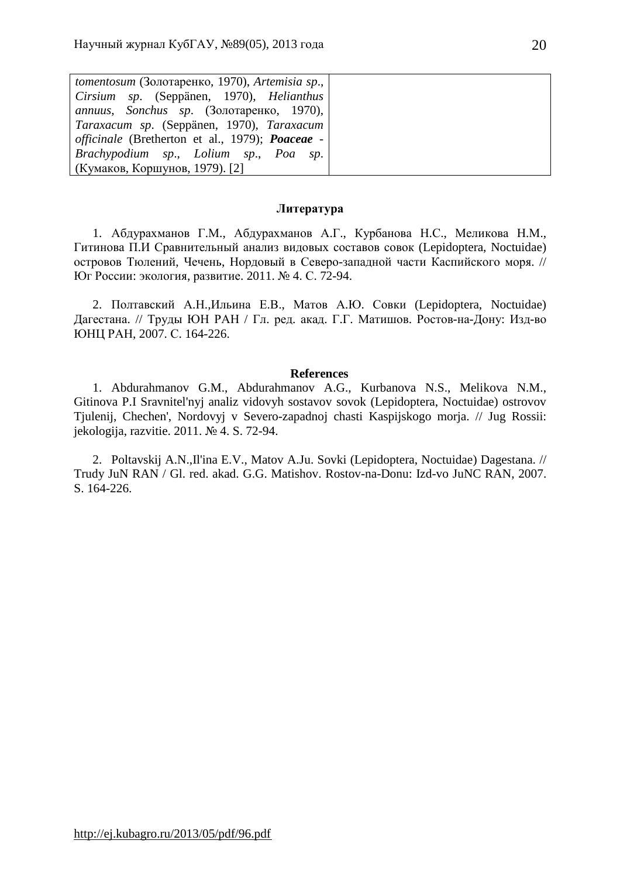| | |
|---|---|
| *tomentosum* (Золотаренко, 1970), *Artemisia sp*., *Cirsium sp*. (Seppänen, 1970), *Helianthus annuus*, *Sonchus sp*. (Золотаренко, 1970), *Taraxacum sp*. (Seppänen, 1970), *Taraxacum officinale* (Bretherton et al., 1979); ***Poaceae*** - *Brachypodium sp*., *Lolium sp*., *Poa sp*. (Кумаков, Коршунов, 1979). [2] | |

**Литература**

1. Абдурахманов Г.М., Абдурахманов А.Г., Курбанова Н.С., Меликова Н.М., Гитинова П.И Сравнительный анализ видовых составов совок (Lepidoptera, Noctuidae) островов Тюлений, Чечень, Нордовый в Северо-западной части Каспийского моря. // Юг России: экология, развитие. 2011. № 4. С. 72-94.

2. Полтавский А.Н.,Ильина Е.В., Матов А.Ю. Совки (Lepidoptera, Noctuidae) Дагестана. // Труды ЮН РАН / Гл. ред. акад. Г.Г. Матишов. Ростов-на-Дону: Изд-во ЮНЦ РАН, 2007. С. 164-226.

**References**

1. Abdurahmanov G.M., Abdurahmanov A.G., Kurbanova N.S., Melikova N.M., Gitinova P.I Sravnitel'nyj analiz vidovyh sostavov sovok (Lepidoptera, Noctuidae) ostrovov Tjulenij, Chechen', Nordovyj v Severo-zapadnoj chasti Kaspijskogo morja. // Jug Rossii: jekologija, razvitie. 2011. № 4. S. 72-94.

2. Poltavskij A.N.,Il'ina E.V., Matov A.Ju. Sovki (Lepidoptera, Noctuidae) Dagestana. // Trudy JuN RAN / Gl. red. akad. G.G. Matishov. Rostov-na-Donu: Izd-vo JuNC RAN, 2007. S. 164-226.